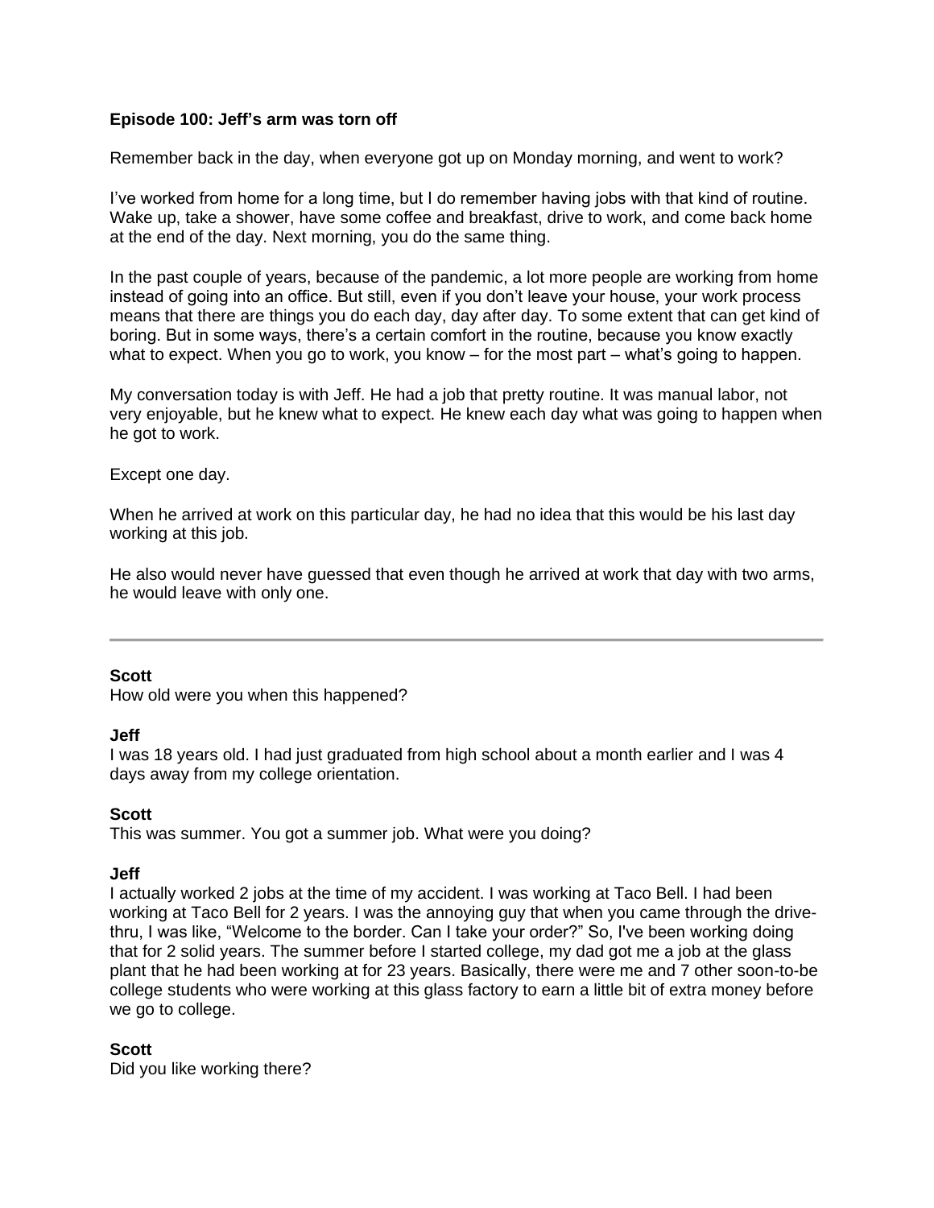**Episode 100: Jeff's arm was torn off**

Remember back in the day, when everyone got up on Monday morning, and went to work?

I've worked from home for a long time, but I do remember having jobs with that kind of routine. Wake up, take a shower, have some coffee and breakfast, drive to work, and come back home at the end of the day. Next morning, you do the same thing.

In the past couple of years, because of the pandemic, a lot more people are working from home instead of going into an office. But still, even if you don't leave your house, your work process means that there are things you do each day, day after day. To some extent that can get kind of boring. But in some ways, there's a certain comfort in the routine, because you know exactly what to expect. When you go to work, you know – for the most part – what's going to happen.

My conversation today is with Jeff. He had a job that pretty routine. It was manual labor, not very enjoyable, but he knew what to expect. He knew each day what was going to happen when he got to work.

Except one day.

When he arrived at work on this particular day, he had no idea that this would be his last day working at this job.

He also would never have guessed that even though he arrived at work that day with two arms, he would leave with only one.

---

**Scott**
How old were you when this happened?

**Jeff**
I was 18 years old. I had just graduated from high school about a month earlier and I was 4 days away from my college orientation.

**Scott**
This was summer. You got a summer job. What were you doing?

**Jeff**
I actually worked 2 jobs at the time of my accident. I was working at Taco Bell. I had been working at Taco Bell for 2 years. I was the annoying guy that when you came through the drive-thru, I was like, "Welcome to the border. Can I take your order?" So, I've been working doing that for 2 solid years. The summer before I started college, my dad got me a job at the glass plant that he had been working at for 23 years. Basically, there were me and 7 other soon-to-be college students who were working at this glass factory to earn a little bit of extra money before we go to college.

**Scott**
Did you like working there?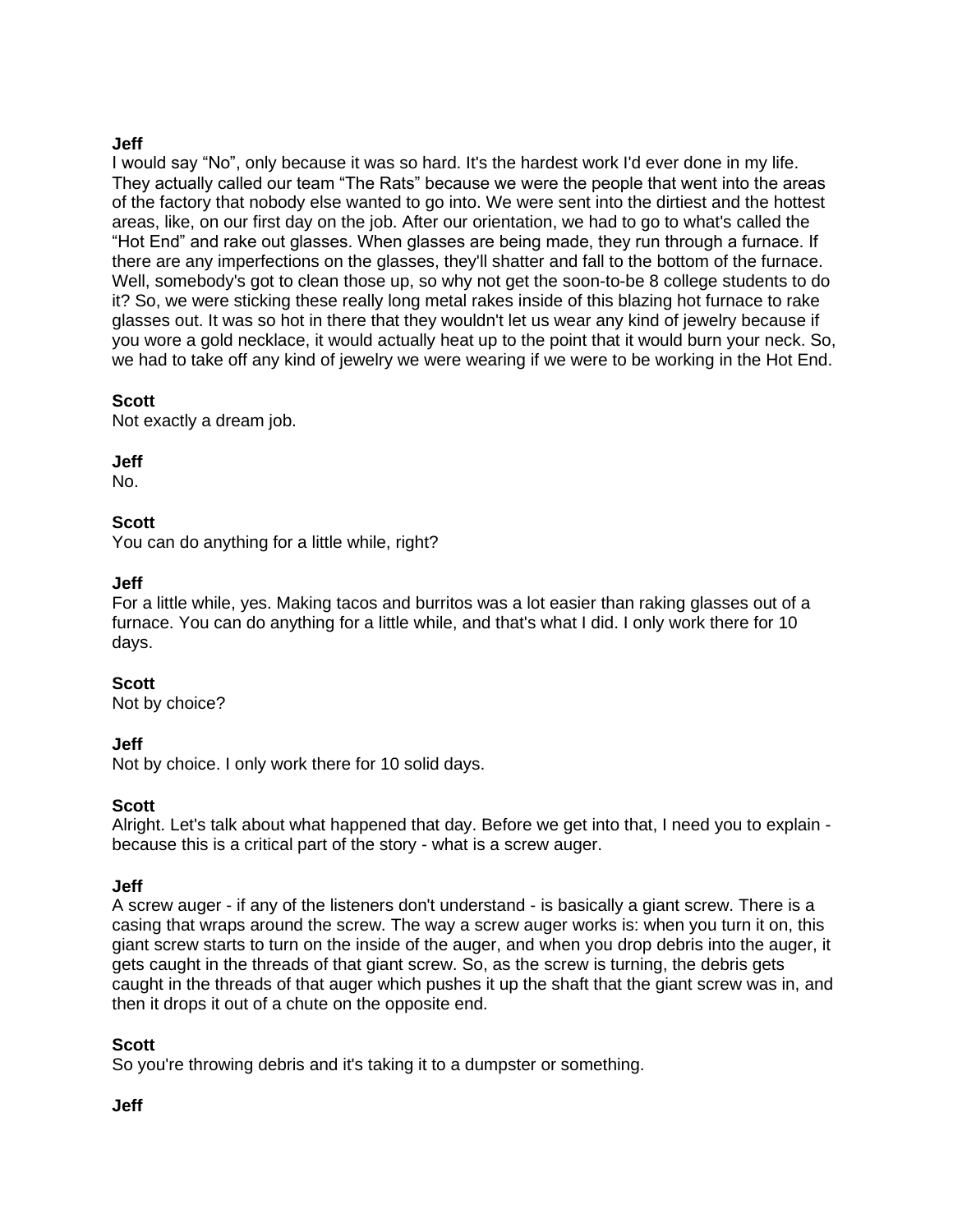**Jeff**
I would say “No”, only because it was so hard. It's the hardest work I'd ever done in my life. They actually called our team “The Rats” because we were the people that went into the areas of the factory that nobody else wanted to go into. We were sent into the dirtiest and the hottest areas, like, on our first day on the job. After our orientation, we had to go to what's called the “Hot End” and rake out glasses. When glasses are being made, they run through a furnace. If there are any imperfections on the glasses, they'll shatter and fall to the bottom of the furnace. Well, somebody's got to clean those up, so why not get the soon-to-be 8 college students to do it? So, we were sticking these really long metal rakes inside of this blazing hot furnace to rake glasses out. It was so hot in there that they wouldn't let us wear any kind of jewelry because if you wore a gold necklace, it would actually heat up to the point that it would burn your neck. So, we had to take off any kind of jewelry we were wearing if we were to be working in the Hot End.

**Scott**
Not exactly a dream job.

**Jeff**
No.

**Scott**
You can do anything for a little while, right?

**Jeff**
For a little while, yes. Making tacos and burritos was a lot easier than raking glasses out of a furnace. You can do anything for a little while, and that's what I did. I only work there for 10 days.

**Scott**
Not by choice?

**Jeff**
Not by choice. I only work there for 10 solid days.

**Scott**
Alright. Let's talk about what happened that day. Before we get into that, I need you to explain - because this is a critical part of the story - what is a screw auger.

**Jeff**
A screw auger - if any of the listeners don't understand - is basically a giant screw. There is a casing that wraps around the screw. The way a screw auger works is: when you turn it on, this giant screw starts to turn on the inside of the auger, and when you drop debris into the auger, it gets caught in the threads of that giant screw. So, as the screw is turning, the debris gets caught in the threads of that auger which pushes it up the shaft that the giant screw was in, and then it drops it out of a chute on the opposite end.

**Scott**
So you're throwing debris and it's taking it to a dumpster or something.

**Jeff**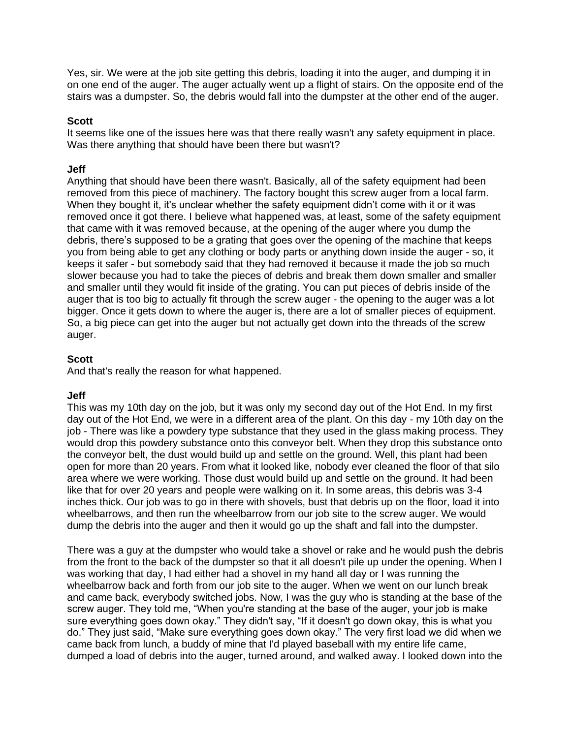Yes, sir. We were at the job site getting this debris, loading it into the auger, and dumping it in on one end of the auger. The auger actually went up a flight of stairs. On the opposite end of the stairs was a dumpster. So, the debris would fall into the dumpster at the other end of the auger.

**Scott**
It seems like one of the issues here was that there really wasn't any safety equipment in place. Was there anything that should have been there but wasn't?

**Jeff**
Anything that should have been there wasn't. Basically, all of the safety equipment had been removed from this piece of machinery. The factory bought this screw auger from a local farm. When they bought it, it's unclear whether the safety equipment didn't come with it or it was removed once it got there. I believe what happened was, at least, some of the safety equipment that came with it was removed because, at the opening of the auger where you dump the debris, there's supposed to be a grating that goes over the opening of the machine that keeps you from being able to get any clothing or body parts or anything down inside the auger - so, it keeps it safer - but somebody said that they had removed it because it made the job so much slower because you had to take the pieces of debris and break them down smaller and smaller and smaller until they would fit inside of the grating. You can put pieces of debris inside of the auger that is too big to actually fit through the screw auger - the opening to the auger was a lot bigger. Once it gets down to where the auger is, there are a lot of smaller pieces of equipment. So, a big piece can get into the auger but not actually get down into the threads of the screw auger.

**Scott**
And that's really the reason for what happened.

**Jeff**
This was my 10th day on the job, but it was only my second day out of the Hot End. In my first day out of the Hot End, we were in a different area of the plant. On this day - my 10th day on the job - There was like a powdery type substance that they used in the glass making process. They would drop this powdery substance onto this conveyor belt. When they drop this substance onto the conveyor belt, the dust would build up and settle on the ground. Well, this plant had been open for more than 20 years. From what it looked like, nobody ever cleaned the floor of that silo area where we were working. Those dust would build up and settle on the ground. It had been like that for over 20 years and people were walking on it. In some areas, this debris was 3-4 inches thick. Our job was to go in there with shovels, bust that debris up on the floor, load it into wheelbarrows, and then run the wheelbarrow from our job site to the screw auger. We would dump the debris into the auger and then it would go up the shaft and fall into the dumpster.

There was a guy at the dumpster who would take a shovel or rake and he would push the debris from the front to the back of the dumpster so that it all doesn't pile up under the opening. When I was working that day, I had either had a shovel in my hand all day or I was running the wheelbarrow back and forth from our job site to the auger. When we went on our lunch break and came back, everybody switched jobs. Now, I was the guy who is standing at the base of the screw auger. They told me, "When you're standing at the base of the auger, your job is make sure everything goes down okay." They didn't say, "If it doesn't go down okay, this is what you do." They just said, "Make sure everything goes down okay." The very first load we did when we came back from lunch, a buddy of mine that I'd played baseball with my entire life came, dumped a load of debris into the auger, turned around, and walked away. I looked down into the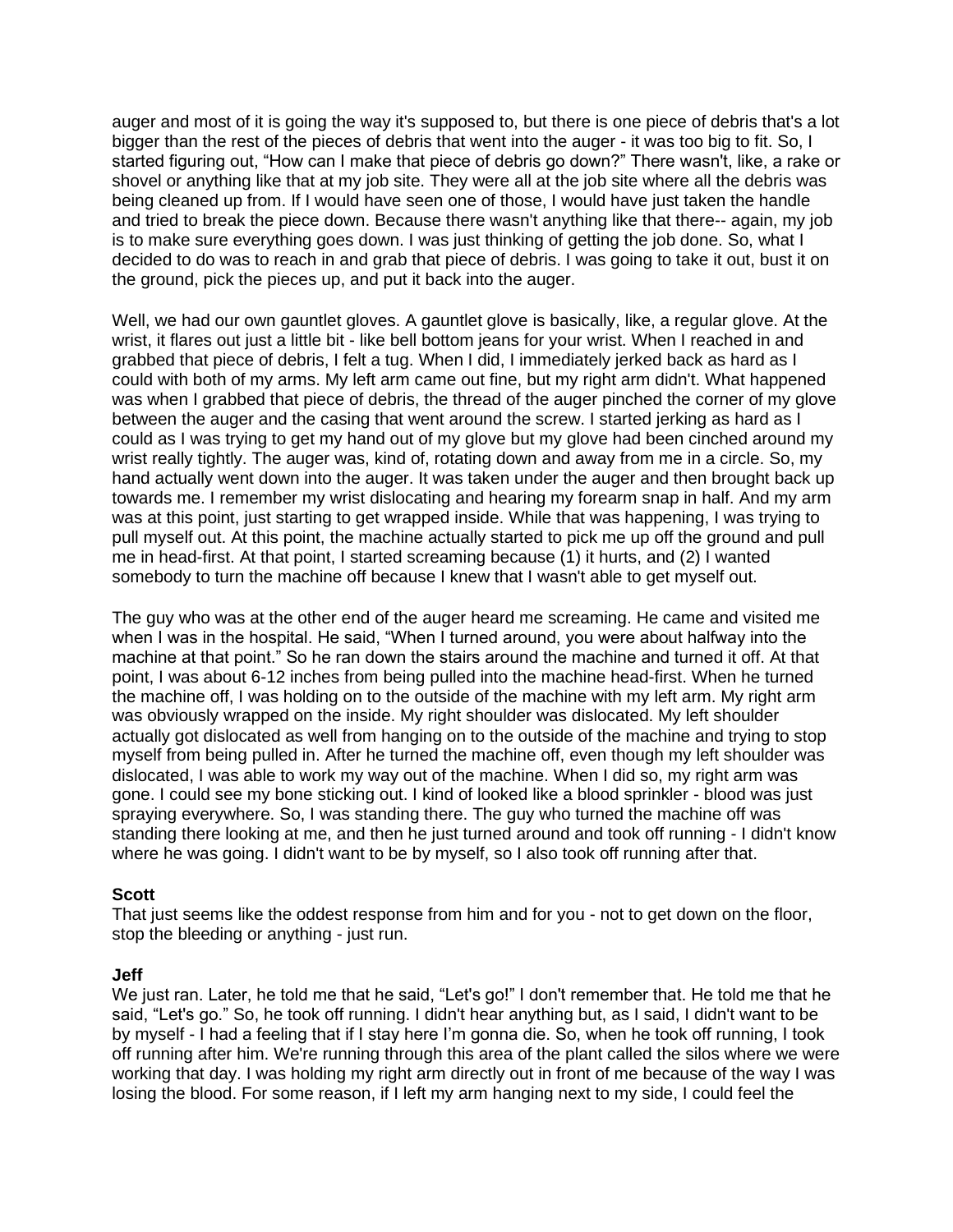auger and most of it is going the way it's supposed to, but there is one piece of debris that's a lot bigger than the rest of the pieces of debris that went into the auger - it was too big to fit. So, I started figuring out, "How can I make that piece of debris go down?" There wasn't, like, a rake or shovel or anything like that at my job site. They were all at the job site where all the debris was being cleaned up from. If I would have seen one of those, I would have just taken the handle and tried to break the piece down. Because there wasn't anything like that there-- again, my job is to make sure everything goes down. I was just thinking of getting the job done. So, what I decided to do was to reach in and grab that piece of debris. I was going to take it out, bust it on the ground, pick the pieces up, and put it back into the auger.

Well, we had our own gauntlet gloves. A gauntlet glove is basically, like, a regular glove. At the wrist, it flares out just a little bit - like bell bottom jeans for your wrist. When I reached in and grabbed that piece of debris, I felt a tug. When I did, I immediately jerked back as hard as I could with both of my arms. My left arm came out fine, but my right arm didn't. What happened was when I grabbed that piece of debris, the thread of the auger pinched the corner of my glove between the auger and the casing that went around the screw. I started jerking as hard as I could as I was trying to get my hand out of my glove but my glove had been cinched around my wrist really tightly. The auger was, kind of, rotating down and away from me in a circle. So, my hand actually went down into the auger. It was taken under the auger and then brought back up towards me. I remember my wrist dislocating and hearing my forearm snap in half. And my arm was at this point, just starting to get wrapped inside. While that was happening, I was trying to pull myself out. At this point, the machine actually started to pick me up off the ground and pull me in head-first. At that point, I started screaming because (1) it hurts, and (2) I wanted somebody to turn the machine off because I knew that I wasn't able to get myself out.

The guy who was at the other end of the auger heard me screaming. He came and visited me when I was in the hospital. He said, "When I turned around, you were about halfway into the machine at that point." So he ran down the stairs around the machine and turned it off. At that point, I was about 6-12 inches from being pulled into the machine head-first. When he turned the machine off, I was holding on to the outside of the machine with my left arm. My right arm was obviously wrapped on the inside. My right shoulder was dislocated. My left shoulder actually got dislocated as well from hanging on to the outside of the machine and trying to stop myself from being pulled in. After he turned the machine off, even though my left shoulder was dislocated, I was able to work my way out of the machine. When I did so, my right arm was gone. I could see my bone sticking out. I kind of looked like a blood sprinkler - blood was just spraying everywhere. So, I was standing there. The guy who turned the machine off was standing there looking at me, and then he just turned around and took off running - I didn't know where he was going. I didn't want to be by myself, so I also took off running after that.

**Scott**
That just seems like the oddest response from him and for you - not to get down on the floor, stop the bleeding or anything - just run.

**Jeff**
We just ran. Later, he told me that he said, "Let's go!" I don't remember that. He told me that he said, "Let's go." So, he took off running. I didn't hear anything but, as I said, I didn't want to be by myself - I had a feeling that if I stay here I'm gonna die. So, when he took off running, I took off running after him. We're running through this area of the plant called the silos where we were working that day. I was holding my right arm directly out in front of me because of the way I was losing the blood. For some reason, if I left my arm hanging next to my side, I could feel the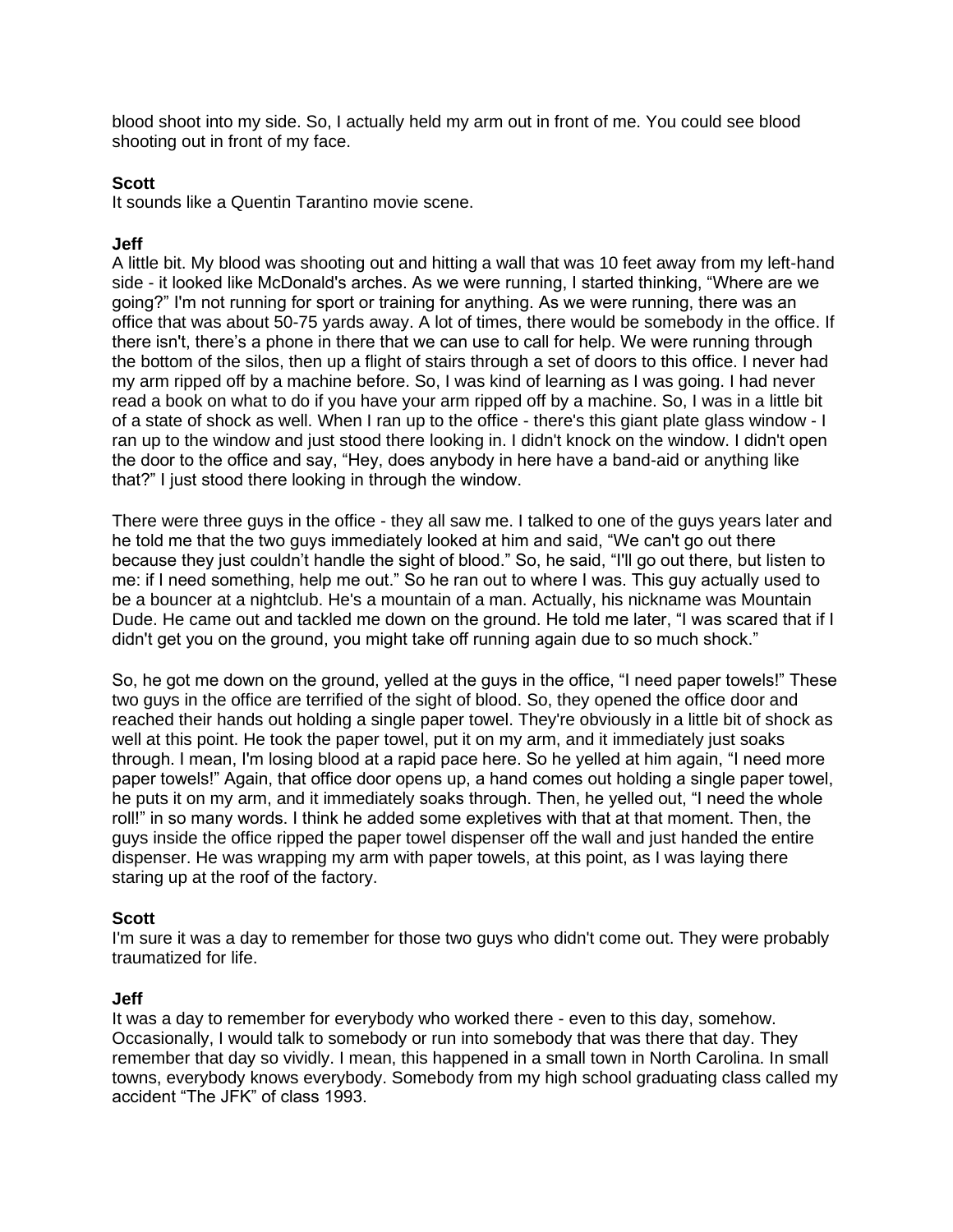blood shoot into my side. So, I actually held my arm out in front of me. You could see blood shooting out in front of my face.

**Scott**
It sounds like a Quentin Tarantino movie scene.

**Jeff**
A little bit. My blood was shooting out and hitting a wall that was 10 feet away from my left-hand side - it looked like McDonald's arches. As we were running, I started thinking, "Where are we going?" I'm not running for sport or training for anything. As we were running, there was an office that was about 50-75 yards away. A lot of times, there would be somebody in the office. If there isn't, there's a phone in there that we can use to call for help. We were running through the bottom of the silos, then up a flight of stairs through a set of doors to this office. I never had my arm ripped off by a machine before. So, I was kind of learning as I was going. I had never read a book on what to do if you have your arm ripped off by a machine. So, I was in a little bit of a state of shock as well. When I ran up to the office - there's this giant plate glass window - I ran up to the window and just stood there looking in. I didn't knock on the window. I didn't open the door to the office and say, "Hey, does anybody in here have a band-aid or anything like that?" I just stood there looking in through the window.

There were three guys in the office - they all saw me. I talked to one of the guys years later and he told me that the two guys immediately looked at him and said, "We can't go out there because they just couldn't handle the sight of blood." So, he said, "I'll go out there, but listen to me: if I need something, help me out." So he ran out to where I was. This guy actually used to be a bouncer at a nightclub. He's a mountain of a man. Actually, his nickname was Mountain Dude. He came out and tackled me down on the ground. He told me later, "I was scared that if I didn't get you on the ground, you might take off running again due to so much shock."

So, he got me down on the ground, yelled at the guys in the office, "I need paper towels!" These two guys in the office are terrified of the sight of blood. So, they opened the office door and reached their hands out holding a single paper towel. They're obviously in a little bit of shock as well at this point. He took the paper towel, put it on my arm, and it immediately just soaks through. I mean, I'm losing blood at a rapid pace here. So he yelled at him again, "I need more paper towels!" Again, that office door opens up, a hand comes out holding a single paper towel, he puts it on my arm, and it immediately soaks through. Then, he yelled out, "I need the whole roll!" in so many words. I think he added some expletives with that at that moment. Then, the guys inside the office ripped the paper towel dispenser off the wall and just handed the entire dispenser. He was wrapping my arm with paper towels, at this point, as I was laying there staring up at the roof of the factory.

**Scott**
I'm sure it was a day to remember for those two guys who didn't come out. They were probably traumatized for life.

**Jeff**
It was a day to remember for everybody who worked there - even to this day, somehow. Occasionally, I would talk to somebody or run into somebody that was there that day. They remember that day so vividly. I mean, this happened in a small town in North Carolina. In small towns, everybody knows everybody. Somebody from my high school graduating class called my accident "The JFK" of class 1993.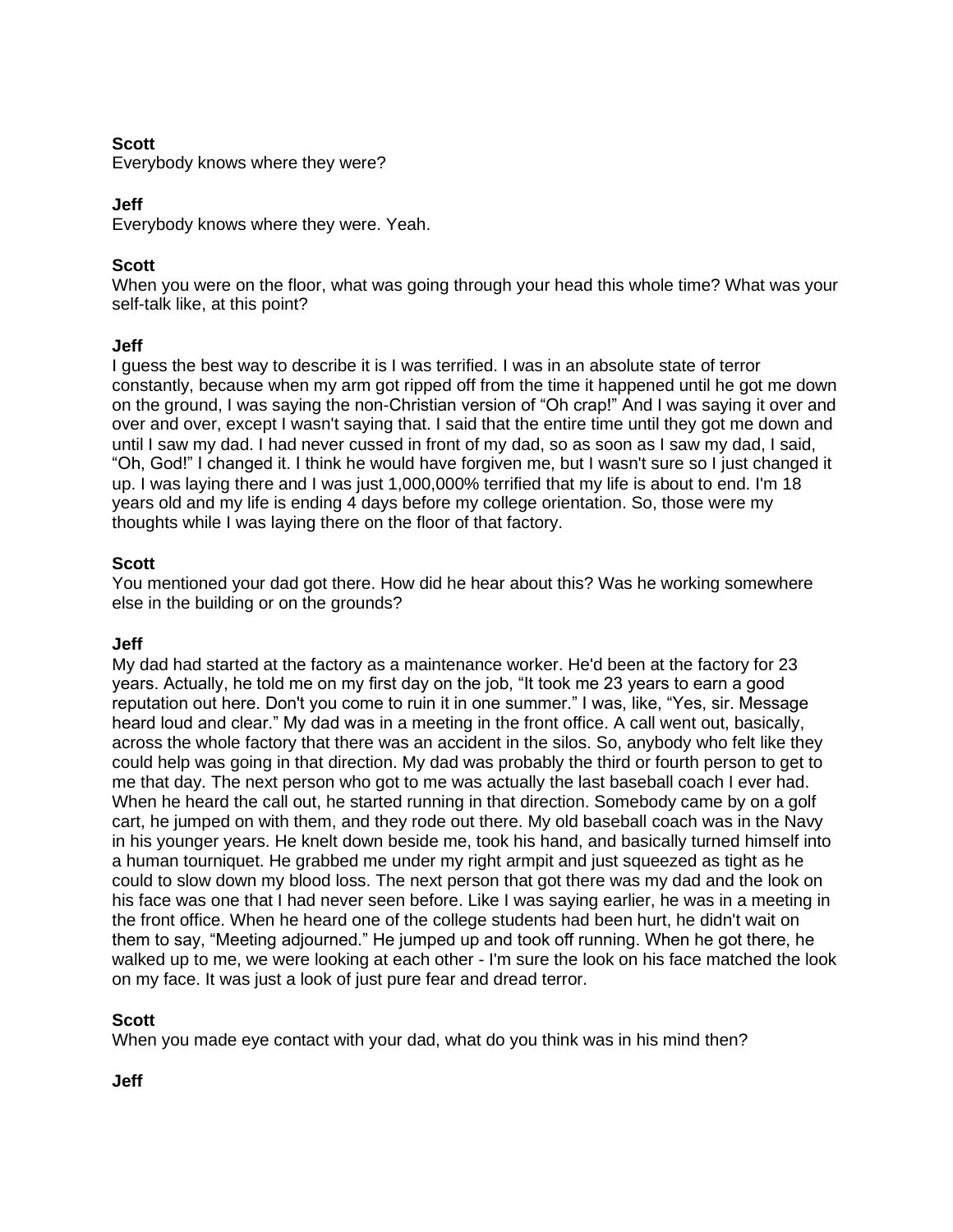**Scott**
Everybody knows where they were?

**Jeff**
Everybody knows where they were. Yeah.

**Scott**
When you were on the floor, what was going through your head this whole time? What was your self-talk like, at this point?

**Jeff**
I guess the best way to describe it is I was terrified. I was in an absolute state of terror constantly, because when my arm got ripped off from the time it happened until he got me down on the ground, I was saying the non-Christian version of "Oh crap!" And I was saying it over and over and over, except I wasn't saying that. I said that the entire time until they got me down and until I saw my dad. I had never cussed in front of my dad, so as soon as I saw my dad, I said, "Oh, God!" I changed it. I think he would have forgiven me, but I wasn't sure so I just changed it up. I was laying there and I was just 1,000,000% terrified that my life is about to end. I'm 18 years old and my life is ending 4 days before my college orientation. So, those were my thoughts while I was laying there on the floor of that factory.

**Scott**
You mentioned your dad got there. How did he hear about this? Was he working somewhere else in the building or on the grounds?

**Jeff**
My dad had started at the factory as a maintenance worker. He'd been at the factory for 23 years. Actually, he told me on my first day on the job, "It took me 23 years to earn a good reputation out here. Don't you come to ruin it in one summer." I was, like, "Yes, sir. Message heard loud and clear." My dad was in a meeting in the front office. A call went out, basically, across the whole factory that there was an accident in the silos. So, anybody who felt like they could help was going in that direction. My dad was probably the third or fourth person to get to me that day. The next person who got to me was actually the last baseball coach I ever had. When he heard the call out, he started running in that direction. Somebody came by on a golf cart, he jumped on with them, and they rode out there. My old baseball coach was in the Navy in his younger years. He knelt down beside me, took his hand, and basically turned himself into a human tourniquet. He grabbed me under my right armpit and just squeezed as tight as he could to slow down my blood loss. The next person that got there was my dad and the look on his face was one that I had never seen before. Like I was saying earlier, he was in a meeting in the front office. When he heard one of the college students had been hurt, he didn't wait on them to say, "Meeting adjourned." He jumped up and took off running. When he got there, he walked up to me, we were looking at each other - I'm sure the look on his face matched the look on my face. It was just a look of just pure fear and dread terror.

**Scott**
When you made eye contact with your dad, what do you think was in his mind then?

**Jeff**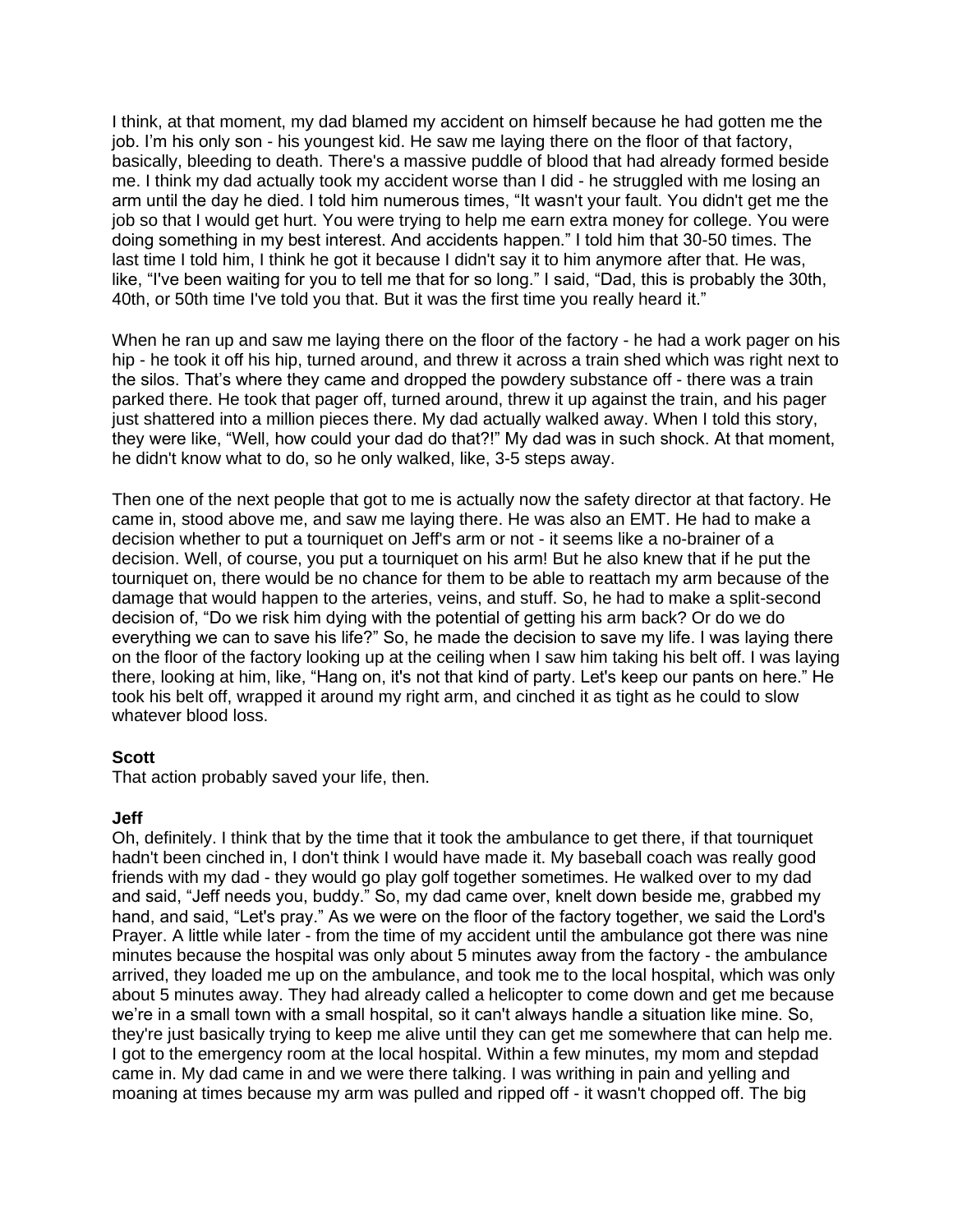I think, at that moment, my dad blamed my accident on himself because he had gotten me the job. I'm his only son - his youngest kid. He saw me laying there on the floor of that factory, basically, bleeding to death. There's a massive puddle of blood that had already formed beside me. I think my dad actually took my accident worse than I did - he struggled with me losing an arm until the day he died. I told him numerous times, "It wasn't your fault. You didn't get me the job so that I would get hurt. You were trying to help me earn extra money for college. You were doing something in my best interest. And accidents happen." I told him that 30-50 times. The last time I told him, I think he got it because I didn't say it to him anymore after that. He was, like, "I've been waiting for you to tell me that for so long." I said, "Dad, this is probably the 30th, 40th, or 50th time I've told you that. But it was the first time you really heard it."

When he ran up and saw me laying there on the floor of the factory - he had a work pager on his hip - he took it off his hip, turned around, and threw it across a train shed which was right next to the silos. That's where they came and dropped the powdery substance off - there was a train parked there. He took that pager off, turned around, threw it up against the train, and his pager just shattered into a million pieces there. My dad actually walked away. When I told this story, they were like, "Well, how could your dad do that?!" My dad was in such shock. At that moment, he didn't know what to do, so he only walked, like, 3-5 steps away.

Then one of the next people that got to me is actually now the safety director at that factory. He came in, stood above me, and saw me laying there. He was also an EMT. He had to make a decision whether to put a tourniquet on Jeff's arm or not - it seems like a no-brainer of a decision. Well, of course, you put a tourniquet on his arm! But he also knew that if he put the tourniquet on, there would be no chance for them to be able to reattach my arm because of the damage that would happen to the arteries, veins, and stuff. So, he had to make a split-second decision of, "Do we risk him dying with the potential of getting his arm back? Or do we do everything we can to save his life?" So, he made the decision to save my life. I was laying there on the floor of the factory looking up at the ceiling when I saw him taking his belt off. I was laying there, looking at him, like, "Hang on, it's not that kind of party. Let's keep our pants on here." He took his belt off, wrapped it around my right arm, and cinched it as tight as he could to slow whatever blood loss.

**Scott**
That action probably saved your life, then.

**Jeff**
Oh, definitely. I think that by the time that it took the ambulance to get there, if that tourniquet hadn't been cinched in, I don't think I would have made it. My baseball coach was really good friends with my dad - they would go play golf together sometimes. He walked over to my dad and said, "Jeff needs you, buddy." So, my dad came over, knelt down beside me, grabbed my hand, and said, "Let's pray." As we were on the floor of the factory together, we said the Lord's Prayer. A little while later - from the time of my accident until the ambulance got there was nine minutes because the hospital was only about 5 minutes away from the factory - the ambulance arrived, they loaded me up on the ambulance, and took me to the local hospital, which was only about 5 minutes away. They had already called a helicopter to come down and get me because we're in a small town with a small hospital, so it can't always handle a situation like mine. So, they're just basically trying to keep me alive until they can get me somewhere that can help me. I got to the emergency room at the local hospital. Within a few minutes, my mom and stepdad came in. My dad came in and we were there talking. I was writhing in pain and yelling and moaning at times because my arm was pulled and ripped off - it wasn't chopped off. The big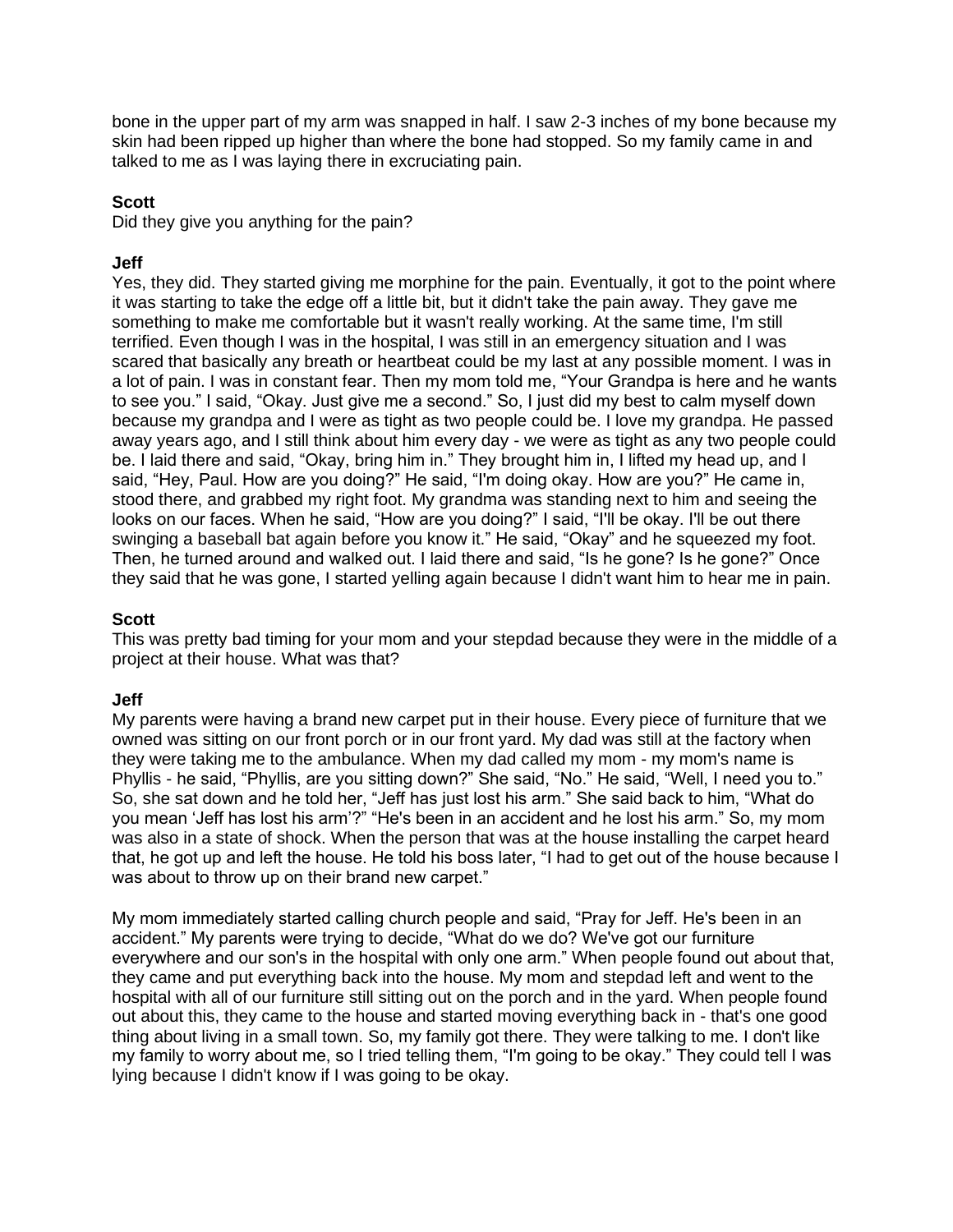bone in the upper part of my arm was snapped in half. I saw 2-3 inches of my bone because my skin had been ripped up higher than where the bone had stopped. So my family came in and talked to me as I was laying there in excruciating pain.

**Scott**
Did they give you anything for the pain?

**Jeff**
Yes, they did. They started giving me morphine for the pain. Eventually, it got to the point where it was starting to take the edge off a little bit, but it didn't take the pain away. They gave me something to make me comfortable but it wasn't really working. At the same time, I'm still terrified. Even though I was in the hospital, I was still in an emergency situation and I was scared that basically any breath or heartbeat could be my last at any possible moment. I was in a lot of pain. I was in constant fear. Then my mom told me, "Your Grandpa is here and he wants to see you." I said, "Okay. Just give me a second." So, I just did my best to calm myself down because my grandpa and I were as tight as two people could be. I love my grandpa. He passed away years ago, and I still think about him every day - we were as tight as any two people could be. I laid there and said, "Okay, bring him in." They brought him in, I lifted my head up, and I said, "Hey, Paul. How are you doing?" He said, "I'm doing okay. How are you?" He came in, stood there, and grabbed my right foot. My grandma was standing next to him and seeing the looks on our faces. When he said, "How are you doing?" I said, "I'll be okay. I'll be out there swinging a baseball bat again before you know it." He said, "Okay" and he squeezed my foot. Then, he turned around and walked out. I laid there and said, "Is he gone? Is he gone?" Once they said that he was gone, I started yelling again because I didn't want him to hear me in pain.

**Scott**
This was pretty bad timing for your mom and your stepdad because they were in the middle of a project at their house. What was that?

**Jeff**
My parents were having a brand new carpet put in their house. Every piece of furniture that we owned was sitting on our front porch or in our front yard. My dad was still at the factory when they were taking me to the ambulance. When my dad called my mom - my mom's name is Phyllis - he said, "Phyllis, are you sitting down?" She said, "No." He said, "Well, I need you to." So, she sat down and he told her, "Jeff has just lost his arm." She said back to him, "What do you mean 'Jeff has lost his arm'?" "He's been in an accident and he lost his arm." So, my mom was also in a state of shock. When the person that was at the house installing the carpet heard that, he got up and left the house. He told his boss later, "I had to get out of the house because I was about to throw up on their brand new carpet."

My mom immediately started calling church people and said, "Pray for Jeff. He's been in an accident." My parents were trying to decide, "What do we do? We've got our furniture everywhere and our son's in the hospital with only one arm." When people found out about that, they came and put everything back into the house. My mom and stepdad left and went to the hospital with all of our furniture still sitting out on the porch and in the yard. When people found out about this, they came to the house and started moving everything back in - that's one good thing about living in a small town. So, my family got there. They were talking to me. I don't like my family to worry about me, so I tried telling them, "I'm going to be okay." They could tell I was lying because I didn't know if I was going to be okay.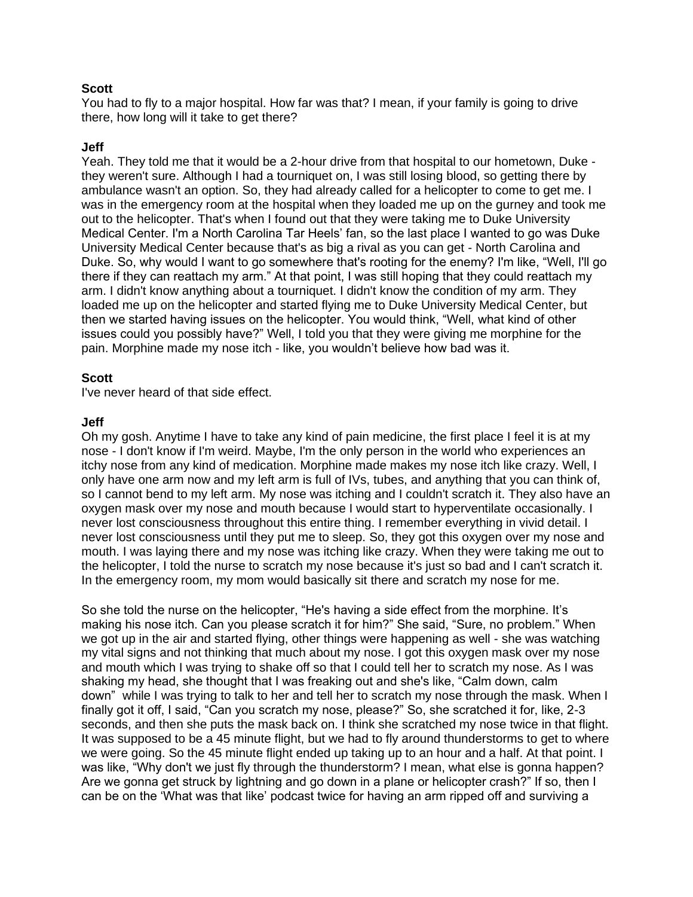**Scott**
You had to fly to a major hospital. How far was that? I mean, if your family is going to drive there, how long will it take to get there?

**Jeff**
Yeah. They told me that it would be a 2-hour drive from that hospital to our hometown, Duke - they weren't sure. Although I had a tourniquet on, I was still losing blood, so getting there by ambulance wasn't an option. So, they had already called for a helicopter to come to get me. I was in the emergency room at the hospital when they loaded me up on the gurney and took me out to the helicopter. That's when I found out that they were taking me to Duke University Medical Center. I'm a North Carolina Tar Heels' fan, so the last place I wanted to go was Duke University Medical Center because that's as big a rival as you can get - North Carolina and Duke. So, why would I want to go somewhere that's rooting for the enemy? I'm like, "Well, I'll go there if they can reattach my arm." At that point, I was still hoping that they could reattach my arm. I didn't know anything about a tourniquet. I didn't know the condition of my arm. They loaded me up on the helicopter and started flying me to Duke University Medical Center, but then we started having issues on the helicopter. You would think, "Well, what kind of other issues could you possibly have?" Well, I told you that they were giving me morphine for the pain. Morphine made my nose itch - like, you wouldn't believe how bad was it.

**Scott**
I've never heard of that side effect.

**Jeff**
Oh my gosh. Anytime I have to take any kind of pain medicine, the first place I feel it is at my nose - I don't know if I'm weird. Maybe, I'm the only person in the world who experiences an itchy nose from any kind of medication. Morphine made makes my nose itch like crazy. Well, I only have one arm now and my left arm is full of IVs, tubes, and anything that you can think of, so I cannot bend to my left arm. My nose was itching and I couldn't scratch it. They also have an oxygen mask over my nose and mouth because I would start to hyperventilate occasionally. I never lost consciousness throughout this entire thing. I remember everything in vivid detail. I never lost consciousness until they put me to sleep. So, they got this oxygen over my nose and mouth. I was laying there and my nose was itching like crazy. When they were taking me out to the helicopter, I told the nurse to scratch my nose because it's just so bad and I can't scratch it. In the emergency room, my mom would basically sit there and scratch my nose for me.

So she told the nurse on the helicopter, "He's having a side effect from the morphine. It's making his nose itch. Can you please scratch it for him?" She said, "Sure, no problem." When we got up in the air and started flying, other things were happening as well - she was watching my vital signs and not thinking that much about my nose. I got this oxygen mask over my nose and mouth which I was trying to shake off so that I could tell her to scratch my nose. As I was shaking my head, she thought that I was freaking out and she's like, "Calm down, calm down" while I was trying to talk to her and tell her to scratch my nose through the mask. When I finally got it off, I said, "Can you scratch my nose, please?" So, she scratched it for, like, 2-3 seconds, and then she puts the mask back on. I think she scratched my nose twice in that flight. It was supposed to be a 45 minute flight, but we had to fly around thunderstorms to get to where we were going. So the 45 minute flight ended up taking up to an hour and a half. At that point. I was like, "Why don't we just fly through the thunderstorm? I mean, what else is gonna happen? Are we gonna get struck by lightning and go down in a plane or helicopter crash?" If so, then I can be on the 'What was that like' podcast twice for having an arm ripped off and surviving a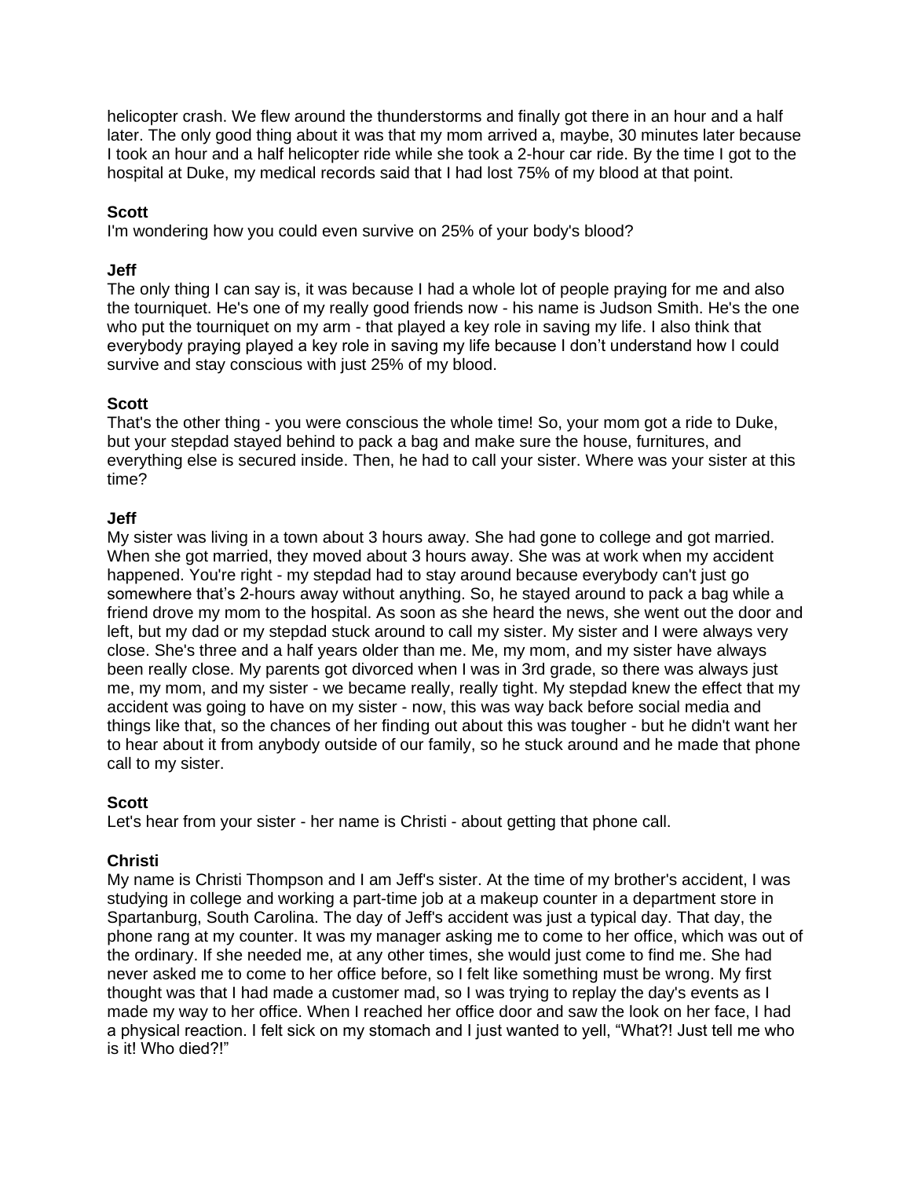helicopter crash. We flew around the thunderstorms and finally got there in an hour and a half later. The only good thing about it was that my mom arrived a, maybe, 30 minutes later because I took an hour and a half helicopter ride while she took a 2-hour car ride. By the time I got to the hospital at Duke, my medical records said that I had lost 75% of my blood at that point.

**Scott**
I'm wondering how you could even survive on 25% of your body's blood?

**Jeff**
The only thing I can say is, it was because I had a whole lot of people praying for me and also the tourniquet. He's one of my really good friends now - his name is Judson Smith. He's the one who put the tourniquet on my arm - that played a key role in saving my life. I also think that everybody praying played a key role in saving my life because I don't understand how I could survive and stay conscious with just 25% of my blood.

**Scott**
That's the other thing - you were conscious the whole time! So, your mom got a ride to Duke, but your stepdad stayed behind to pack a bag and make sure the house, furnitures, and everything else is secured inside. Then, he had to call your sister. Where was your sister at this time?

**Jeff**
My sister was living in a town about 3 hours away. She had gone to college and got married. When she got married, they moved about 3 hours away. She was at work when my accident happened. You're right - my stepdad had to stay around because everybody can't just go somewhere that's 2-hours away without anything. So, he stayed around to pack a bag while a friend drove my mom to the hospital. As soon as she heard the news, she went out the door and left, but my dad or my stepdad stuck around to call my sister. My sister and I were always very close. She's three and a half years older than me. Me, my mom, and my sister have always been really close. My parents got divorced when I was in 3rd grade, so there was always just me, my mom, and my sister - we became really, really tight. My stepdad knew the effect that my accident was going to have on my sister - now, this was way back before social media and things like that, so the chances of her finding out about this was tougher - but he didn't want her to hear about it from anybody outside of our family, so he stuck around and he made that phone call to my sister.

**Scott**
Let's hear from your sister - her name is Christi - about getting that phone call.

**Christi**
My name is Christi Thompson and I am Jeff's sister. At the time of my brother's accident, I was studying in college and working a part-time job at a makeup counter in a department store in Spartanburg, South Carolina. The day of Jeff's accident was just a typical day. That day, the phone rang at my counter. It was my manager asking me to come to her office, which was out of the ordinary. If she needed me, at any other times, she would just come to find me. She had never asked me to come to her office before, so I felt like something must be wrong. My first thought was that I had made a customer mad, so I was trying to replay the day's events as I made my way to her office. When I reached her office door and saw the look on her face, I had a physical reaction. I felt sick on my stomach and I just wanted to yell, "What?! Just tell me who is it! Who died?!"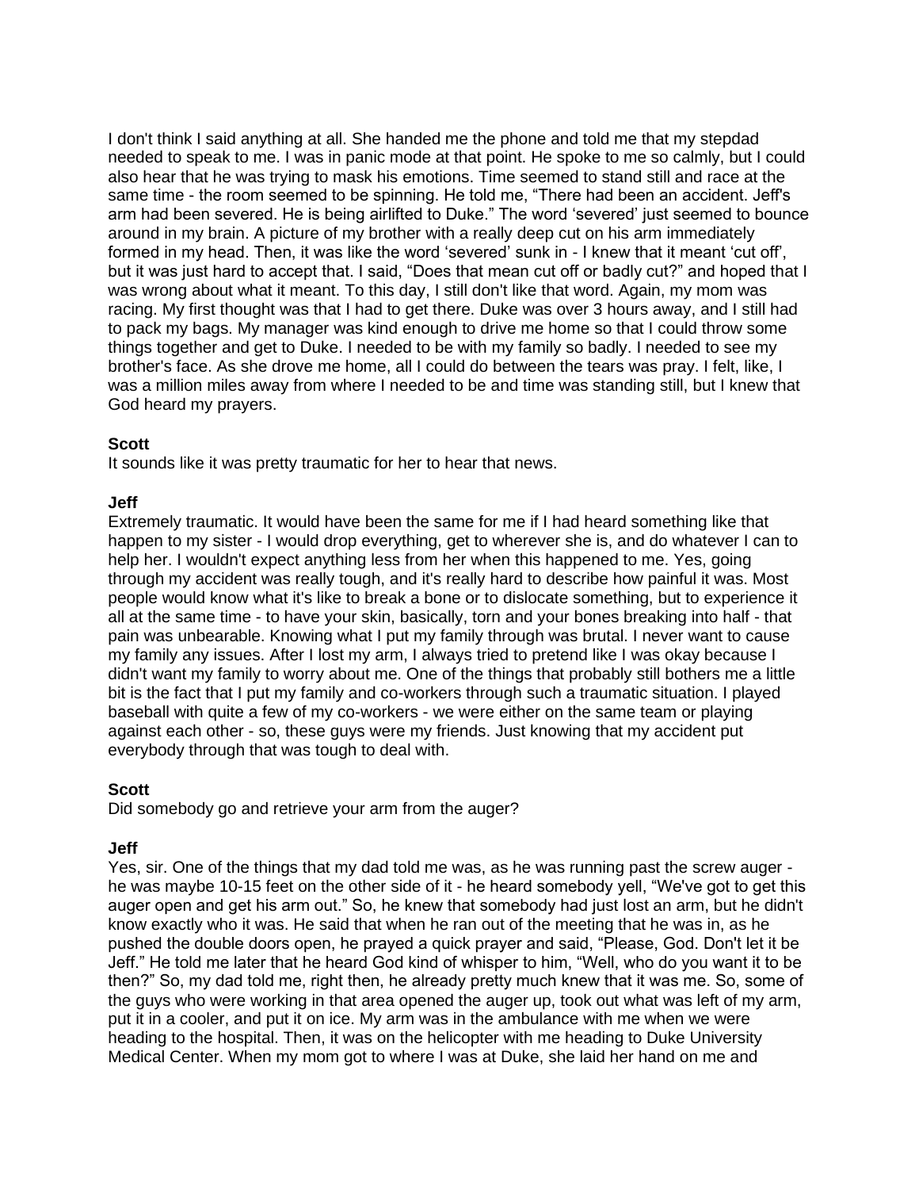I don't think I said anything at all. She handed me the phone and told me that my stepdad needed to speak to me. I was in panic mode at that point. He spoke to me so calmly, but I could also hear that he was trying to mask his emotions. Time seemed to stand still and race at the same time - the room seemed to be spinning. He told me, "There had been an accident. Jeff's arm had been severed. He is being airlifted to Duke." The word 'severed' just seemed to bounce around in my brain. A picture of my brother with a really deep cut on his arm immediately formed in my head. Then, it was like the word 'severed' sunk in - I knew that it meant 'cut off', but it was just hard to accept that. I said, "Does that mean cut off or badly cut?" and hoped that I was wrong about what it meant. To this day, I still don't like that word. Again, my mom was racing. My first thought was that I had to get there. Duke was over 3 hours away, and I still had to pack my bags. My manager was kind enough to drive me home so that I could throw some things together and get to Duke. I needed to be with my family so badly. I needed to see my brother's face. As she drove me home, all I could do between the tears was pray. I felt, like, I was a million miles away from where I needed to be and time was standing still, but I knew that God heard my prayers.

**Scott**
It sounds like it was pretty traumatic for her to hear that news.

**Jeff**
Extremely traumatic. It would have been the same for me if I had heard something like that happen to my sister - I would drop everything, get to wherever she is, and do whatever I can to help her. I wouldn't expect anything less from her when this happened to me. Yes, going through my accident was really tough, and it's really hard to describe how painful it was. Most people would know what it's like to break a bone or to dislocate something, but to experience it all at the same time - to have your skin, basically, torn and your bones breaking into half - that pain was unbearable. Knowing what I put my family through was brutal. I never want to cause my family any issues. After I lost my arm, I always tried to pretend like I was okay because I didn't want my family to worry about me. One of the things that probably still bothers me a little bit is the fact that I put my family and co-workers through such a traumatic situation. I played baseball with quite a few of my co-workers - we were either on the same team or playing against each other - so, these guys were my friends. Just knowing that my accident put everybody through that was tough to deal with.

**Scott**
Did somebody go and retrieve your arm from the auger?

**Jeff**
Yes, sir. One of the things that my dad told me was, as he was running past the screw auger - he was maybe 10-15 feet on the other side of it - he heard somebody yell, "We've got to get this auger open and get his arm out." So, he knew that somebody had just lost an arm, but he didn't know exactly who it was. He said that when he ran out of the meeting that he was in, as he pushed the double doors open, he prayed a quick prayer and said, "Please, God. Don't let it be Jeff." He told me later that he heard God kind of whisper to him, "Well, who do you want it to be then?" So, my dad told me, right then, he already pretty much knew that it was me. So, some of the guys who were working in that area opened the auger up, took out what was left of my arm, put it in a cooler, and put it on ice. My arm was in the ambulance with me when we were heading to the hospital. Then, it was on the helicopter with me heading to Duke University Medical Center. When my mom got to where I was at Duke, she laid her hand on me and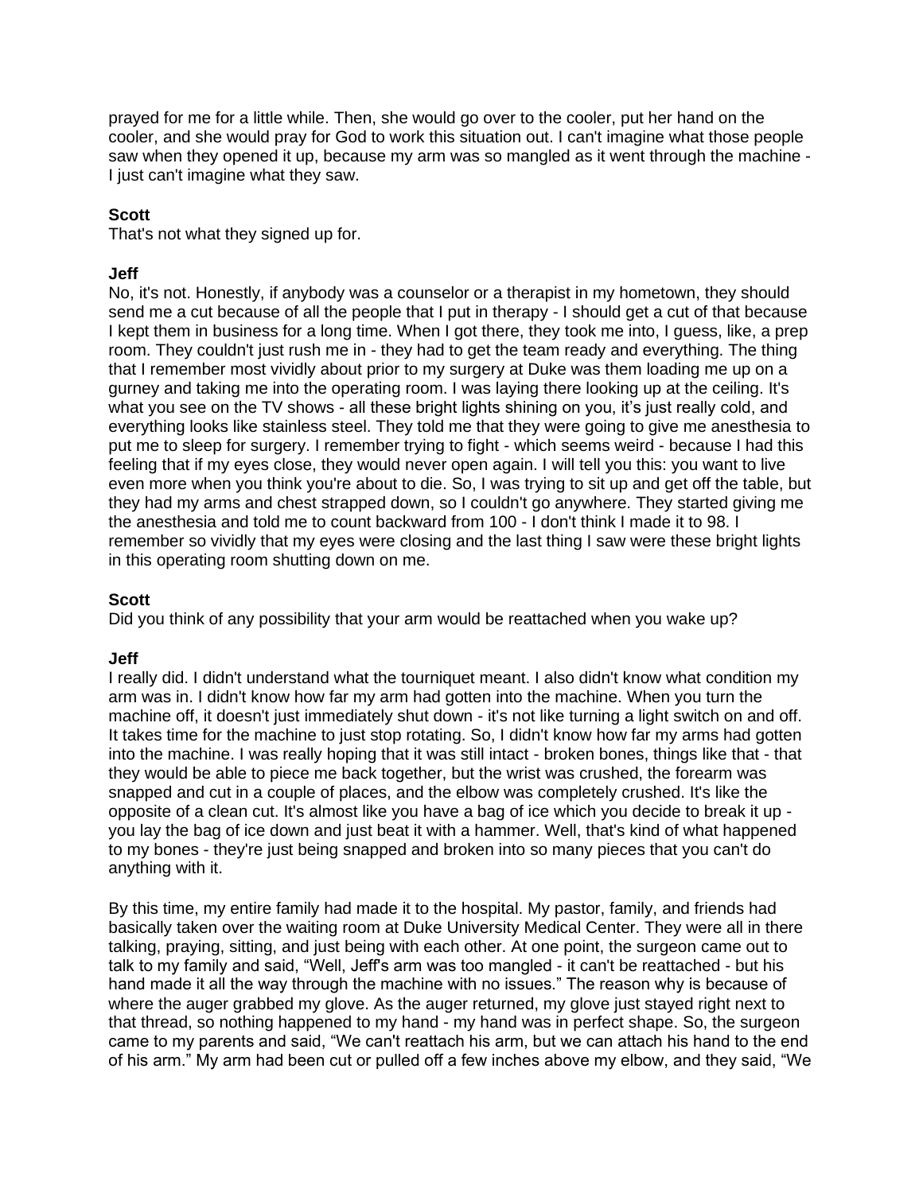prayed for me for a little while. Then, she would go over to the cooler, put her hand on the cooler, and she would pray for God to work this situation out. I can't imagine what those people saw when they opened it up, because my arm was so mangled as it went through the machine - I just can't imagine what they saw.

**Scott**
That's not what they signed up for.

**Jeff**
No, it's not. Honestly, if anybody was a counselor or a therapist in my hometown, they should send me a cut because of all the people that I put in therapy - I should get a cut of that because I kept them in business for a long time. When I got there, they took me into, I guess, like, a prep room. They couldn't just rush me in - they had to get the team ready and everything. The thing that I remember most vividly about prior to my surgery at Duke was them loading me up on a gurney and taking me into the operating room. I was laying there looking up at the ceiling. It's what you see on the TV shows - all these bright lights shining on you, it's just really cold, and everything looks like stainless steel. They told me that they were going to give me anesthesia to put me to sleep for surgery. I remember trying to fight - which seems weird - because I had this feeling that if my eyes close, they would never open again. I will tell you this: you want to live even more when you think you're about to die. So, I was trying to sit up and get off the table, but they had my arms and chest strapped down, so I couldn't go anywhere. They started giving me the anesthesia and told me to count backward from 100 - I don't think I made it to 98. I remember so vividly that my eyes were closing and the last thing I saw were these bright lights in this operating room shutting down on me.

**Scott**
Did you think of any possibility that your arm would be reattached when you wake up?

**Jeff**
I really did. I didn't understand what the tourniquet meant. I also didn't know what condition my arm was in. I didn't know how far my arm had gotten into the machine. When you turn the machine off, it doesn't just immediately shut down - it's not like turning a light switch on and off. It takes time for the machine to just stop rotating. So, I didn't know how far my arms had gotten into the machine. I was really hoping that it was still intact - broken bones, things like that - that they would be able to piece me back together, but the wrist was crushed, the forearm was snapped and cut in a couple of places, and the elbow was completely crushed. It's like the opposite of a clean cut. It's almost like you have a bag of ice which you decide to break it up - you lay the bag of ice down and just beat it with a hammer. Well, that's kind of what happened to my bones - they're just being snapped and broken into so many pieces that you can't do anything with it.

By this time, my entire family had made it to the hospital. My pastor, family, and friends had basically taken over the waiting room at Duke University Medical Center. They were all in there talking, praying, sitting, and just being with each other. At one point, the surgeon came out to talk to my family and said, "Well, Jeff's arm was too mangled - it can't be reattached - but his hand made it all the way through the machine with no issues." The reason why is because of where the auger grabbed my glove. As the auger returned, my glove just stayed right next to that thread, so nothing happened to my hand - my hand was in perfect shape. So, the surgeon came to my parents and said, "We can't reattach his arm, but we can attach his hand to the end of his arm." My arm had been cut or pulled off a few inches above my elbow, and they said, "We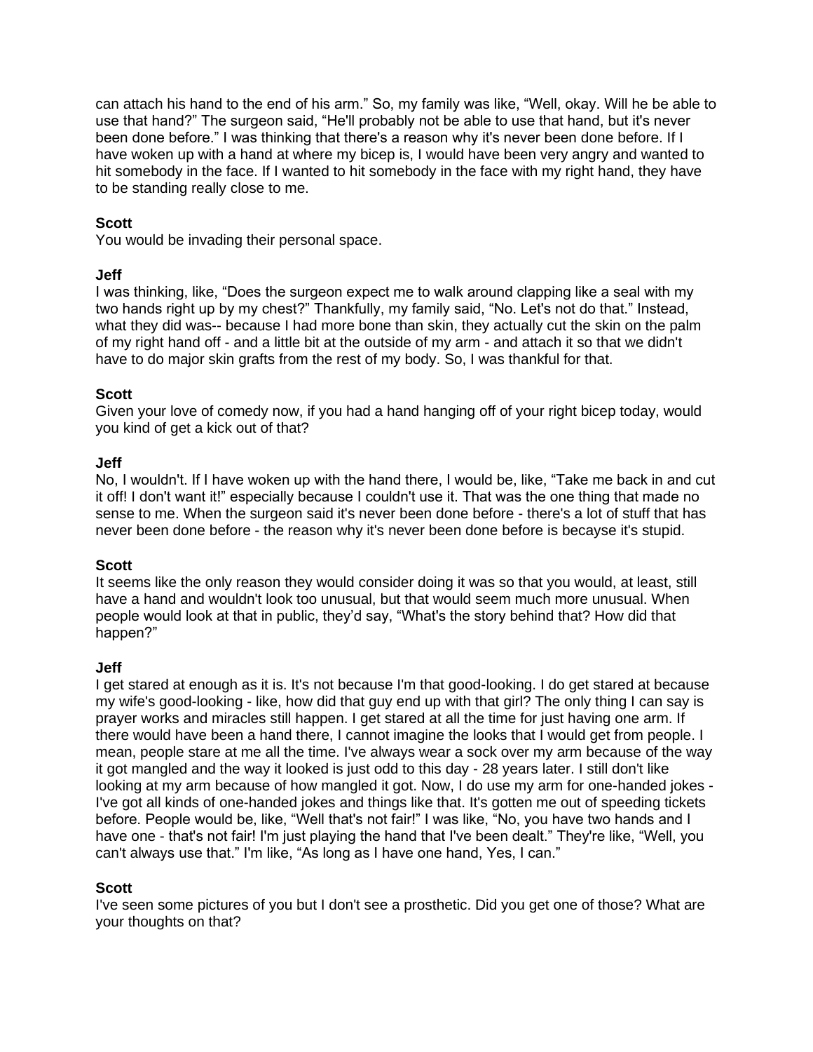can attach his hand to the end of his arm." So, my family was like, "Well, okay. Will he be able to use that hand?" The surgeon said, "He'll probably not be able to use that hand, but it's never been done before." I was thinking that there's a reason why it's never been done before. If I have woken up with a hand at where my bicep is, I would have been very angry and wanted to hit somebody in the face. If I wanted to hit somebody in the face with my right hand, they have to be standing really close to me.

**Scott**
You would be invading their personal space.

**Jeff**
I was thinking, like, "Does the surgeon expect me to walk around clapping like a seal with my two hands right up by my chest?" Thankfully, my family said, "No. Let's not do that." Instead, what they did was-- because I had more bone than skin, they actually cut the skin on the palm of my right hand off - and a little bit at the outside of my arm - and attach it so that we didn't have to do major skin grafts from the rest of my body. So, I was thankful for that.

**Scott**
Given your love of comedy now, if you had a hand hanging off of your right bicep today, would you kind of get a kick out of that?

**Jeff**
No, I wouldn't. If I have woken up with the hand there, I would be, like, "Take me back in and cut it off! I don't want it!" especially because I couldn't use it. That was the one thing that made no sense to me. When the surgeon said it's never been done before - there's a lot of stuff that has never been done before - the reason why it's never been done before is becayse it's stupid.

**Scott**
It seems like the only reason they would consider doing it was so that you would, at least, still have a hand and wouldn't look too unusual, but that would seem much more unusual. When people would look at that in public, they'd say, "What's the story behind that? How did that happen?"

**Jeff**
I get stared at enough as it is. It's not because I'm that good-looking. I do get stared at because my wife's good-looking - like, how did that guy end up with that girl? The only thing I can say is prayer works and miracles still happen. I get stared at all the time for just having one arm. If there would have been a hand there, I cannot imagine the looks that I would get from people. I mean, people stare at me all the time. I've always wear a sock over my arm because of the way it got mangled and the way it looked is just odd to this day - 28 years later. I still don't like looking at my arm because of how mangled it got. Now, I do use my arm for one-handed jokes - I've got all kinds of one-handed jokes and things like that. It's gotten me out of speeding tickets before. People would be, like, "Well that's not fair!" I was like, "No, you have two hands and I have one - that's not fair! I'm just playing the hand that I've been dealt." They're like, "Well, you can't always use that." I'm like, "As long as I have one hand, Yes, I can."

**Scott**
I've seen some pictures of you but I don't see a prosthetic. Did you get one of those? What are your thoughts on that?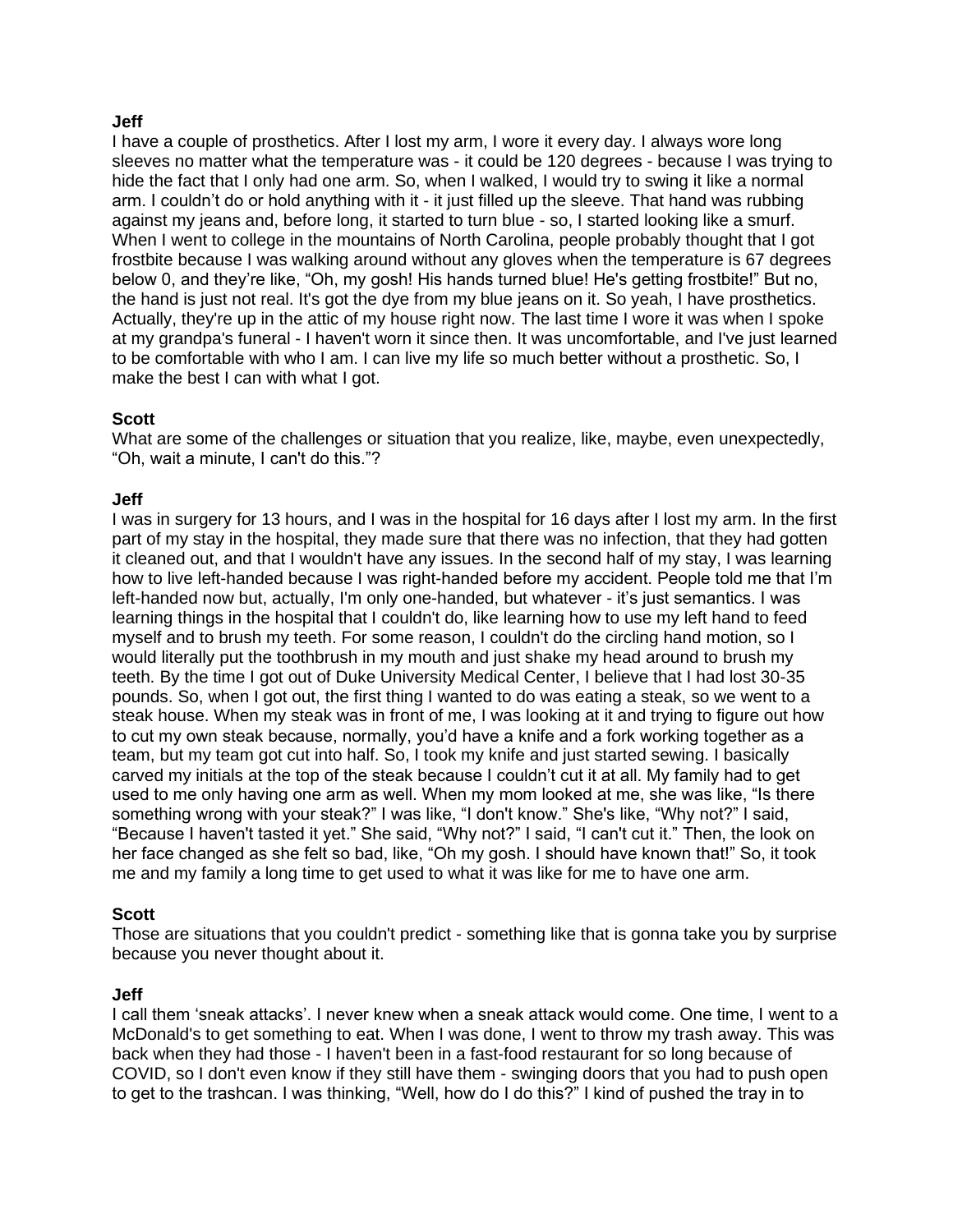**Jeff**
I have a couple of prosthetics. After I lost my arm, I wore it every day. I always wore long sleeves no matter what the temperature was - it could be 120 degrees - because I was trying to hide the fact that I only had one arm. So, when I walked, I would try to swing it like a normal arm. I couldn't do or hold anything with it - it just filled up the sleeve. That hand was rubbing against my jeans and, before long, it started to turn blue - so, I started looking like a smurf. When I went to college in the mountains of North Carolina, people probably thought that I got frostbite because I was walking around without any gloves when the temperature is 67 degrees below 0, and they're like, "Oh, my gosh! His hands turned blue! He's getting frostbite!" But no, the hand is just not real. It's got the dye from my blue jeans on it. So yeah, I have prosthetics. Actually, they're up in the attic of my house right now. The last time I wore it was when I spoke at my grandpa's funeral - I haven't worn it since then. It was uncomfortable, and I've just learned to be comfortable with who I am. I can live my life so much better without a prosthetic. So, I make the best I can with what I got.

**Scott**
What are some of the challenges or situation that you realize, like, maybe, even unexpectedly, "Oh, wait a minute, I can't do this."?

**Jeff**
I was in surgery for 13 hours, and I was in the hospital for 16 days after I lost my arm. In the first part of my stay in the hospital, they made sure that there was no infection, that they had gotten it cleaned out, and that I wouldn't have any issues. In the second half of my stay, I was learning how to live left-handed because I was right-handed before my accident. People told me that I'm left-handed now but, actually, I'm only one-handed, but whatever - it's just semantics. I was learning things in the hospital that I couldn't do, like learning how to use my left hand to feed myself and to brush my teeth. For some reason, I couldn't do the circling hand motion, so I would literally put the toothbrush in my mouth and just shake my head around to brush my teeth. By the time I got out of Duke University Medical Center, I believe that I had lost 30-35 pounds. So, when I got out, the first thing I wanted to do was eating a steak, so we went to a steak house. When my steak was in front of me, I was looking at it and trying to figure out how to cut my own steak because, normally, you'd have a knife and a fork working together as a team, but my team got cut into half. So, I took my knife and just started sewing. I basically carved my initials at the top of the steak because I couldn't cut it at all. My family had to get used to me only having one arm as well. When my mom looked at me, she was like, "Is there something wrong with your steak?" I was like, "I don't know." She's like, "Why not?" I said, "Because I haven't tasted it yet." She said, "Why not?" I said, "I can't cut it." Then, the look on her face changed as she felt so bad, like, "Oh my gosh. I should have known that!" So, it took me and my family a long time to get used to what it was like for me to have one arm.

**Scott**
Those are situations that you couldn't predict - something like that is gonna take you by surprise because you never thought about it.

**Jeff**
I call them 'sneak attacks'. I never knew when a sneak attack would come. One time, I went to a McDonald's to get something to eat. When I was done, I went to throw my trash away. This was back when they had those - I haven't been in a fast-food restaurant for so long because of COVID, so I don't even know if they still have them - swinging doors that you had to push open to get to the trashcan. I was thinking, "Well, how do I do this?" I kind of pushed the tray in to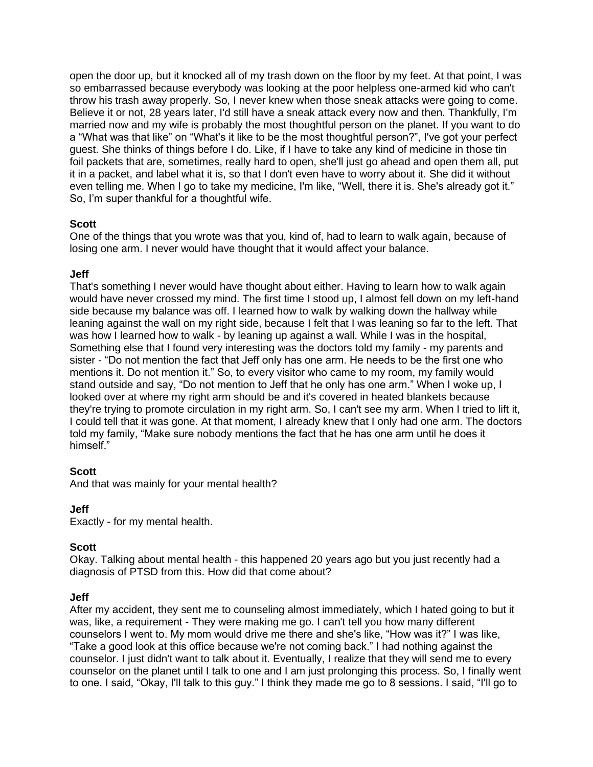open the door up, but it knocked all of my trash down on the floor by my feet. At that point, I was so embarrassed because everybody was looking at the poor helpless one-armed kid who can't throw his trash away properly. So, I never knew when those sneak attacks were going to come. Believe it or not, 28 years later, I'd still have a sneak attack every now and then. Thankfully, I'm married now and my wife is probably the most thoughtful person on the planet. If you want to do a “What was that like” on “What's it like to be the most thoughtful person?”, I've got your perfect guest. She thinks of things before I do. Like, if I have to take any kind of medicine in those tin foil packets that are, sometimes, really hard to open, she'll just go ahead and open them all, put it in a packet, and label what it is, so that I don't even have to worry about it. She did it without even telling me. When I go to take my medicine, I'm like, “Well, there it is. She's already got it.” So, I’m super thankful for a thoughtful wife.

**Scott**
One of the things that you wrote was that you, kind of, had to learn to walk again, because of losing one arm. I never would have thought that it would affect your balance.

**Jeff**
That's something I never would have thought about either. Having to learn how to walk again would have never crossed my mind. The first time I stood up, I almost fell down on my left-hand side because my balance was off. I learned how to walk by walking down the hallway while leaning against the wall on my right side, because I felt that I was leaning so far to the left. That was how I learned how to walk - by leaning up against a wall. While I was in the hospital, Something else that I found very interesting was the doctors told my family - my parents and sister - “Do not mention the fact that Jeff only has one arm. He needs to be the first one who mentions it. Do not mention it.” So, to every visitor who came to my room, my family would stand outside and say, “Do not mention to Jeff that he only has one arm.” When I woke up, I looked over at where my right arm should be and it's covered in heated blankets because they're trying to promote circulation in my right arm. So, I can't see my arm. When I tried to lift it, I could tell that it was gone. At that moment, I already knew that I only had one arm. The doctors told my family, “Make sure nobody mentions the fact that he has one arm until he does it himself.”

**Scott**
And that was mainly for your mental health?

**Jeff**
Exactly - for my mental health.

**Scott**
Okay. Talking about mental health - this happened 20 years ago but you just recently had a diagnosis of PTSD from this. How did that come about?

**Jeff**
After my accident, they sent me to counseling almost immediately, which I hated going to but it was, like, a requirement - They were making me go. I can't tell you how many different counselors I went to. My mom would drive me there and she's like, “How was it?” I was like, “Take a good look at this office because we're not coming back.” I had nothing against the counselor. I just didn't want to talk about it. Eventually, I realize that they will send me to every counselor on the planet until I talk to one and I am just prolonging this process. So, I finally went to one. I said, “Okay, I'll talk to this guy.” I think they made me go to 8 sessions. I said, “I'll go to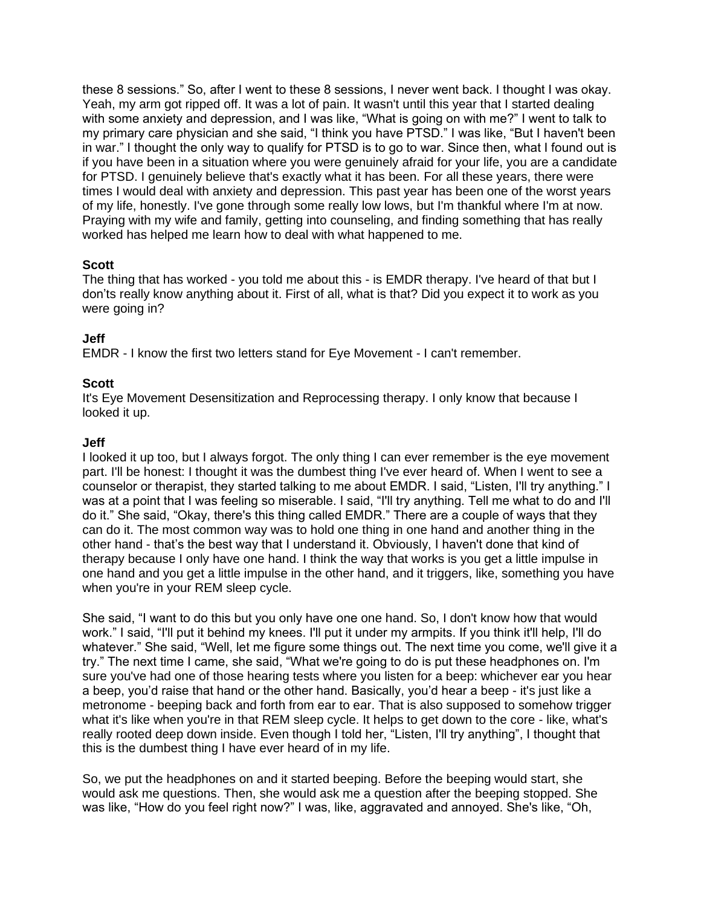these 8 sessions." So, after I went to these 8 sessions, I never went back. I thought I was okay. Yeah, my arm got ripped off. It was a lot of pain. It wasn't until this year that I started dealing with some anxiety and depression, and I was like, "What is going on with me?" I went to talk to my primary care physician and she said, "I think you have PTSD." I was like, "But I haven't been in war." I thought the only way to qualify for PTSD is to go to war. Since then, what I found out is if you have been in a situation where you were genuinely afraid for your life, you are a candidate for PTSD. I genuinely believe that's exactly what it has been. For all these years, there were times I would deal with anxiety and depression. This past year has been one of the worst years of my life, honestly. I've gone through some really low lows, but I'm thankful where I'm at now. Praying with my wife and family, getting into counseling, and finding something that has really worked has helped me learn how to deal with what happened to me.

**Scott**
The thing that has worked - you told me about this - is EMDR therapy. I've heard of that but I don'ts really know anything about it. First of all, what is that? Did you expect it to work as you were going in?

**Jeff**
EMDR - I know the first two letters stand for Eye Movement - I can't remember.

**Scott**
It's Eye Movement Desensitization and Reprocessing therapy. I only know that because I looked it up.

**Jeff**
I looked it up too, but I always forgot. The only thing I can ever remember is the eye movement part. I'll be honest: I thought it was the dumbest thing I've ever heard of. When I went to see a counselor or therapist, they started talking to me about EMDR. I said, "Listen, I'll try anything." I was at a point that I was feeling so miserable. I said, "I'll try anything. Tell me what to do and I'll do it." She said, "Okay, there's this thing called EMDR." There are a couple of ways that they can do it. The most common way was to hold one thing in one hand and another thing in the other hand - that's the best way that I understand it. Obviously, I haven't done that kind of therapy because I only have one hand. I think the way that works is you get a little impulse in one hand and you get a little impulse in the other hand, and it triggers, like, something you have when you're in your REM sleep cycle.

She said, "I want to do this but you only have one one hand. So, I don't know how that would work." I said, "I'll put it behind my knees. I'll put it under my armpits. If you think it'll help, I'll do whatever." She said, "Well, let me figure some things out. The next time you come, we'll give it a try." The next time I came, she said, "What we're going to do is put these headphones on. I'm sure you've had one of those hearing tests where you listen for a beep: whichever ear you hear a beep, you'd raise that hand or the other hand. Basically, you'd hear a beep - it's just like a metronome - beeping back and forth from ear to ear. That is also supposed to somehow trigger what it's like when you're in that REM sleep cycle. It helps to get down to the core - like, what's really rooted deep down inside. Even though I told her, "Listen, I'll try anything", I thought that this is the dumbest thing I have ever heard of in my life.

So, we put the headphones on and it started beeping. Before the beeping would start, she would ask me questions. Then, she would ask me a question after the beeping stopped. She was like, "How do you feel right now?" I was, like, aggravated and annoyed. She's like, "Oh,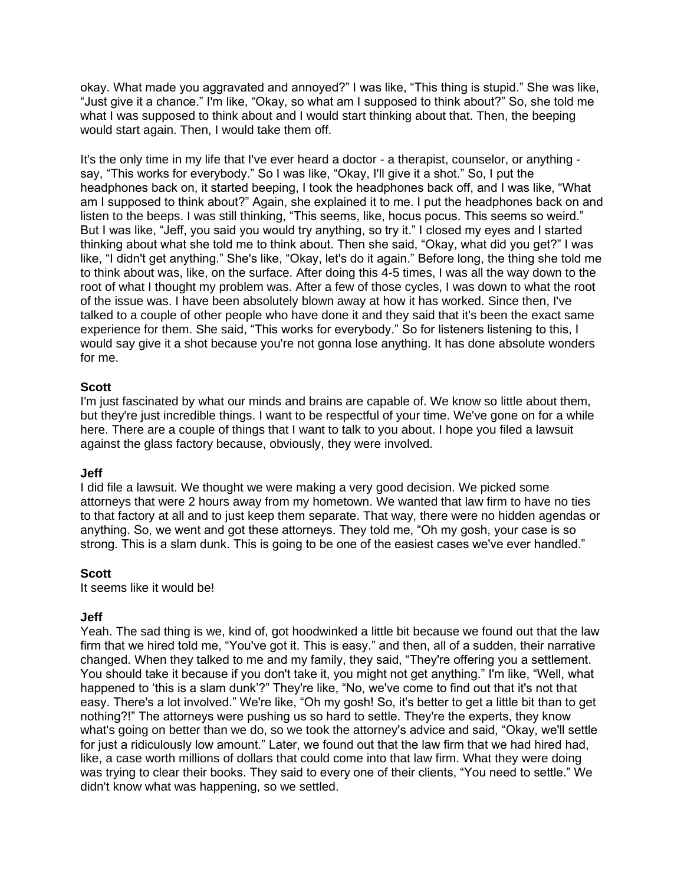okay. What made you aggravated and annoyed?" I was like, "This thing is stupid." She was like, "Just give it a chance." I'm like, "Okay, so what am I supposed to think about?" So, she told me what I was supposed to think about and I would start thinking about that. Then, the beeping would start again. Then, I would take them off.

It's the only time in my life that I've ever heard a doctor - a therapist, counselor, or anything - say, "This works for everybody." So I was like, "Okay, I'll give it a shot." So, I put the headphones back on, it started beeping, I took the headphones back off, and I was like, "What am I supposed to think about?" Again, she explained it to me. I put the headphones back on and listen to the beeps. I was still thinking, "This seems, like, hocus pocus. This seems so weird." But I was like, "Jeff, you said you would try anything, so try it." I closed my eyes and I started thinking about what she told me to think about. Then she said, "Okay, what did you get?" I was like, "I didn't get anything." She's like, "Okay, let's do it again." Before long, the thing she told me to think about was, like, on the surface. After doing this 4-5 times, I was all the way down to the root of what I thought my problem was. After a few of those cycles, I was down to what the root of the issue was. I have been absolutely blown away at how it has worked. Since then, I've talked to a couple of other people who have done it and they said that it's been the exact same experience for them. She said, "This works for everybody." So for listeners listening to this, I would say give it a shot because you're not gonna lose anything. It has done absolute wonders for me.

**Scott**
I'm just fascinated by what our minds and brains are capable of. We know so little about them, but they're just incredible things. I want to be respectful of your time. We've gone on for a while here. There are a couple of things that I want to talk to you about. I hope you filed a lawsuit against the glass factory because, obviously, they were involved.

**Jeff**
I did file a lawsuit. We thought we were making a very good decision. We picked some attorneys that were 2 hours away from my hometown. We wanted that law firm to have no ties to that factory at all and to just keep them separate. That way, there were no hidden agendas or anything. So, we went and got these attorneys. They told me, "Oh my gosh, your case is so strong. This is a slam dunk. This is going to be one of the easiest cases we've ever handled."

**Scott**
It seems like it would be!

**Jeff**
Yeah. The sad thing is we, kind of, got hoodwinked a little bit because we found out that the law firm that we hired told me, "You've got it. This is easy." and then, all of a sudden, their narrative changed. When they talked to me and my family, they said, "They're offering you a settlement. You should take it because if you don't take it, you might not get anything." I'm like, "Well, what happened to 'this is a slam dunk'?" They're like, "No, we've come to find out that it's not that easy. There's a lot involved." We're like, "Oh my gosh! So, it's better to get a little bit than to get nothing?!" The attorneys were pushing us so hard to settle. They're the experts, they know what's going on better than we do, so we took the attorney's advice and said, "Okay, we'll settle for just a ridiculously low amount." Later, we found out that the law firm that we had hired had, like, a case worth millions of dollars that could come into that law firm. What they were doing was trying to clear their books. They said to every one of their clients, "You need to settle." We didn't know what was happening, so we settled.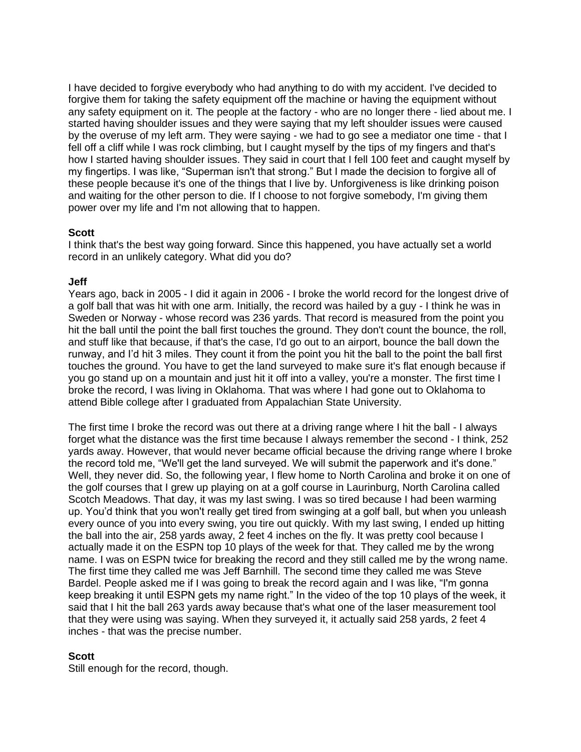I have decided to forgive everybody who had anything to do with my accident. I've decided to forgive them for taking the safety equipment off the machine or having the equipment without any safety equipment on it. The people at the factory - who are no longer there - lied about me. I started having shoulder issues and they were saying that my left shoulder issues were caused by the overuse of my left arm. They were saying - we had to go see a mediator one time - that I fell off a cliff while I was rock climbing, but I caught myself by the tips of my fingers and that's how I started having shoulder issues. They said in court that I fell 100 feet and caught myself by my fingertips. I was like, "Superman isn't that strong." But I made the decision to forgive all of these people because it's one of the things that I live by. Unforgiveness is like drinking poison and waiting for the other person to die. If I choose to not forgive somebody, I'm giving them power over my life and I'm not allowing that to happen.

**Scott**
I think that's the best way going forward. Since this happened, you have actually set a world record in an unlikely category. What did you do?

**Jeff**
Years ago, back in 2005 - I did it again in 2006 - I broke the world record for the longest drive of a golf ball that was hit with one arm. Initially, the record was hailed by a guy - I think he was in Sweden or Norway - whose record was 236 yards. That record is measured from the point you hit the ball until the point the ball first touches the ground. They don't count the bounce, the roll, and stuff like that because, if that's the case, I'd go out to an airport, bounce the ball down the runway, and I'd hit 3 miles. They count it from the point you hit the ball to the point the ball first touches the ground. You have to get the land surveyed to make sure it's flat enough because if you go stand up on a mountain and just hit it off into a valley, you're a monster. The first time I broke the record, I was living in Oklahoma. That was where I had gone out to Oklahoma to attend Bible college after I graduated from Appalachian State University.

The first time I broke the record was out there at a driving range where I hit the ball - I always forget what the distance was the first time because I always remember the second - I think, 252 yards away. However, that would never became official because the driving range where I broke the record told me, "We'll get the land surveyed. We will submit the paperwork and it's done." Well, they never did. So, the following year, I flew home to North Carolina and broke it on one of the golf courses that I grew up playing on at a golf course in Laurinburg, North Carolina called Scotch Meadows. That day, it was my last swing. I was so tired because I had been warming up. You'd think that you won't really get tired from swinging at a golf ball, but when you unleash every ounce of you into every swing, you tire out quickly. With my last swing, I ended up hitting the ball into the air, 258 yards away, 2 feet 4 inches on the fly. It was pretty cool because I actually made it on the ESPN top 10 plays of the week for that. They called me by the wrong name. I was on ESPN twice for breaking the record and they still called me by the wrong name. The first time they called me was Jeff Barnhill. The second time they called me was Steve Bardel. People asked me if I was going to break the record again and I was like, "I'm gonna keep breaking it until ESPN gets my name right." In the video of the top 10 plays of the week, it said that I hit the ball 263 yards away because that's what one of the laser measurement tool that they were using was saying. When they surveyed it, it actually said 258 yards, 2 feet 4 inches - that was the precise number.

**Scott**
Still enough for the record, though.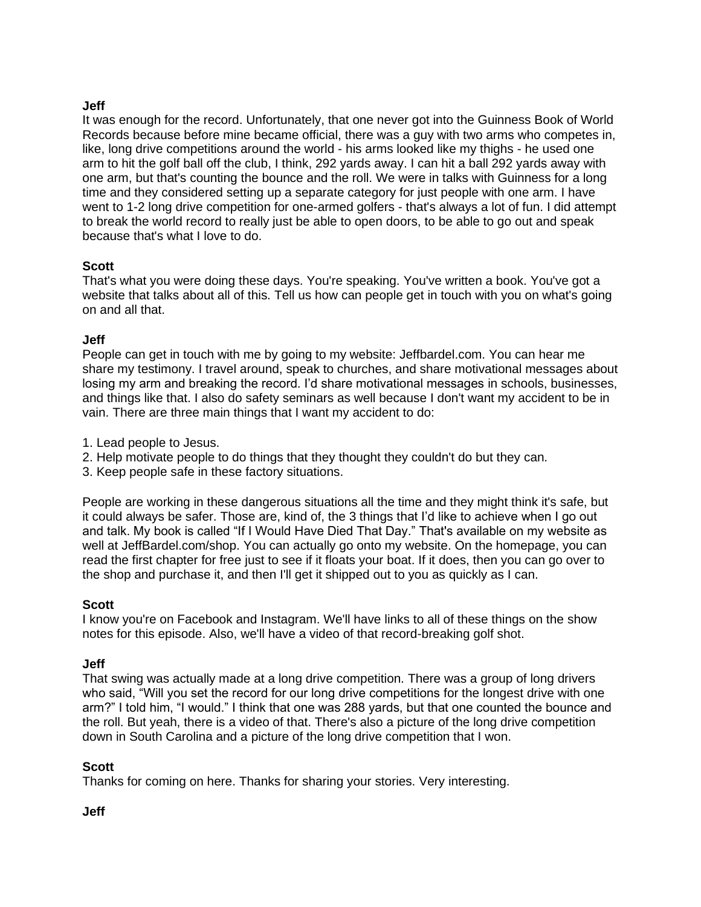**Jeff**
It was enough for the record. Unfortunately, that one never got into the Guinness Book of World Records because before mine became official, there was a guy with two arms who competes in, like, long drive competitions around the world - his arms looked like my thighs - he used one arm to hit the golf ball off the club, I think, 292 yards away. I can hit a ball 292 yards away with one arm, but that's counting the bounce and the roll. We were in talks with Guinness for a long time and they considered setting up a separate category for just people with one arm. I have went to 1-2 long drive competition for one-armed golfers - that's always a lot of fun. I did attempt to break the world record to really just be able to open doors, to be able to go out and speak because that's what I love to do.

**Scott**
That's what you were doing these days. You're speaking. You've written a book. You've got a website that talks about all of this. Tell us how can people get in touch with you on what's going on and all that.

**Jeff**
People can get in touch with me by going to my website: Jeffbardel.com. You can hear me share my testimony. I travel around, speak to churches, and share motivational messages about losing my arm and breaking the record. I'd share motivational messages in schools, businesses, and things like that. I also do safety seminars as well because I don't want my accident to be in vain. There are three main things that I want my accident to do:

1. Lead people to Jesus.
2. Help motivate people to do things that they thought they couldn't do but they can.
3. Keep people safe in these factory situations.

People are working in these dangerous situations all the time and they might think it's safe, but it could always be safer. Those are, kind of, the 3 things that I'd like to achieve when I go out and talk. My book is called "If I Would Have Died That Day." That's available on my website as well at JeffBardel.com/shop. You can actually go onto my website. On the homepage, you can read the first chapter for free just to see if it floats your boat. If it does, then you can go over to the shop and purchase it, and then I'll get it shipped out to you as quickly as I can.

**Scott**
I know you're on Facebook and Instagram. We'll have links to all of these things on the show notes for this episode. Also, we'll have a video of that record-breaking golf shot.

**Jeff**
That swing was actually made at a long drive competition. There was a group of long drivers who said, "Will you set the record for our long drive competitions for the longest drive with one arm?" I told him, "I would." I think that one was 288 yards, but that one counted the bounce and the roll. But yeah, there is a video of that. There's also a picture of the long drive competition down in South Carolina and a picture of the long drive competition that I won.

**Scott**
Thanks for coming on here. Thanks for sharing your stories. Very interesting.

**Jeff**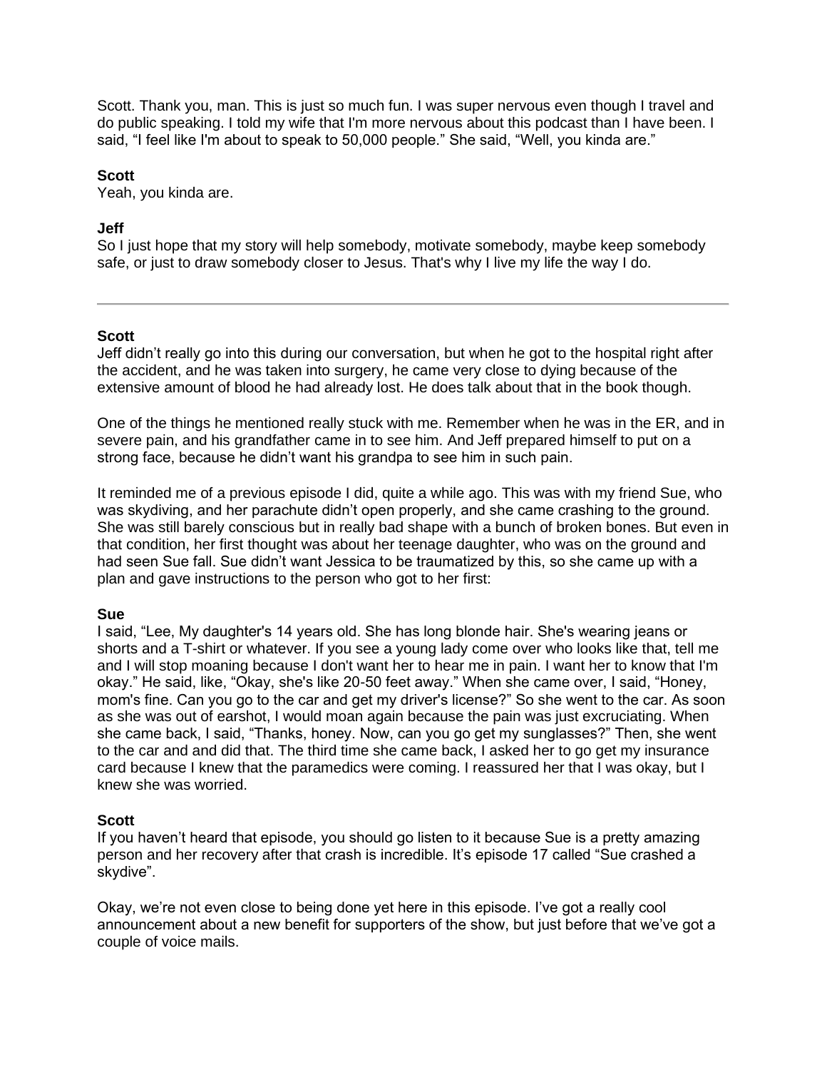Scott. Thank you, man. This is just so much fun. I was super nervous even though I travel and do public speaking. I told my wife that I'm more nervous about this podcast than I have been. I said, "I feel like I'm about to speak to 50,000 people." She said, "Well, you kinda are."

**Scott**
Yeah, you kinda are.

**Jeff**
So I just hope that my story will help somebody, motivate somebody, maybe keep somebody safe, or just to draw somebody closer to Jesus. That's why I live my life the way I do.

---

**Scott**
Jeff didn't really go into this during our conversation, but when he got to the hospital right after the accident, and he was taken into surgery, he came very close to dying because of the extensive amount of blood he had already lost. He does talk about that in the book though.

One of the things he mentioned really stuck with me. Remember when he was in the ER, and in severe pain, and his grandfather came in to see him. And Jeff prepared himself to put on a strong face, because he didn't want his grandpa to see him in such pain.

It reminded me of a previous episode I did, quite a while ago. This was with my friend Sue, who was skydiving, and her parachute didn't open properly, and she came crashing to the ground. She was still barely conscious but in really bad shape with a bunch of broken bones. But even in that condition, her first thought was about her teenage daughter, who was on the ground and had seen Sue fall. Sue didn't want Jessica to be traumatized by this, so she came up with a plan and gave instructions to the person who got to her first:

**Sue**
I said, "Lee, My daughter's 14 years old. She has long blonde hair. She's wearing jeans or shorts and a T-shirt or whatever. If you see a young lady come over who looks like that, tell me and I will stop moaning because I don't want her to hear me in pain. I want her to know that I'm okay." He said, like, "Okay, she's like 20-50 feet away." When she came over, I said, "Honey, mom's fine. Can you go to the car and get my driver's license?" So she went to the car. As soon as she was out of earshot, I would moan again because the pain was just excruciating. When she came back, I said, "Thanks, honey. Now, can you go get my sunglasses?" Then, she went to the car and and did that. The third time she came back, I asked her to go get my insurance card because I knew that the paramedics were coming. I reassured her that I was okay, but I knew she was worried.

**Scott**
If you haven't heard that episode, you should go listen to it because Sue is a pretty amazing person and her recovery after that crash is incredible. It's episode 17 called "Sue crashed a skydive".

Okay, we're not even close to being done yet here in this episode. I've got a really cool announcement about a new benefit for supporters of the show, but just before that we've got a couple of voice mails.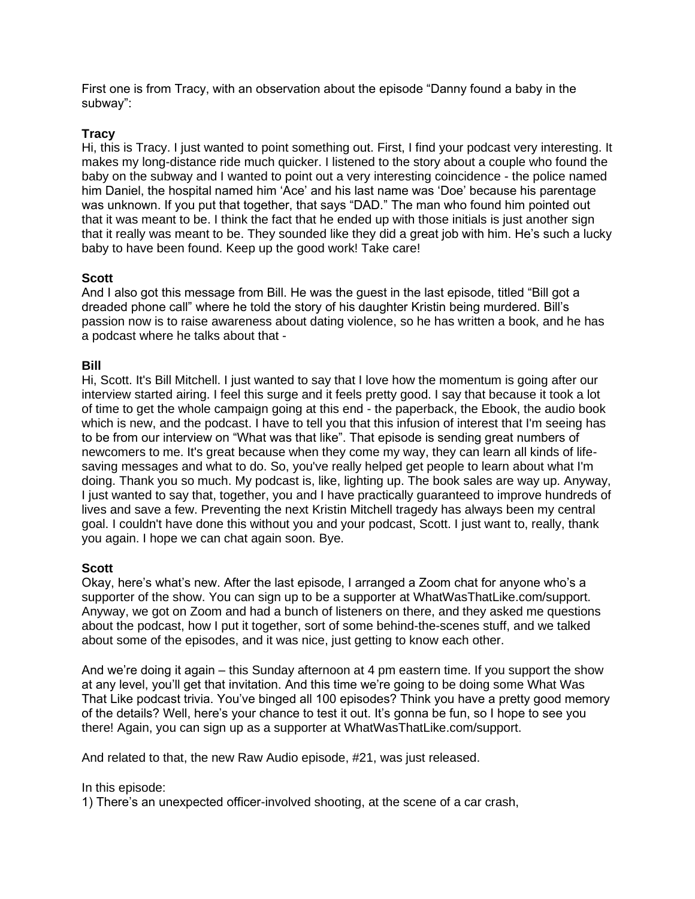First one is from Tracy, with an observation about the episode “Danny found a baby in the subway”:

**Tracy**
Hi, this is Tracy. I just wanted to point something out. First, I find your podcast very interesting. It makes my long-distance ride much quicker. I listened to the story about a couple who found the baby on the subway and I wanted to point out a very interesting coincidence - the police named him Daniel, the hospital named him ‘Ace’ and his last name was ‘Doe’ because his parentage was unknown. If you put that together, that says “DAD.” The man who found him pointed out that it was meant to be. I think the fact that he ended up with those initials is just another sign that it really was meant to be. They sounded like they did a great job with him. He’s such a lucky baby to have been found. Keep up the good work! Take care!

**Scott**
And I also got this message from Bill. He was the guest in the last episode, titled “Bill got a dreaded phone call” where he told the story of his daughter Kristin being murdered. Bill’s passion now is to raise awareness about dating violence, so he has written a book, and he has a podcast where he talks about that -

**Bill**
Hi, Scott. It's Bill Mitchell. I just wanted to say that I love how the momentum is going after our interview started airing. I feel this surge and it feels pretty good. I say that because it took a lot of time to get the whole campaign going at this end - the paperback, the Ebook, the audio book which is new, and the podcast. I have to tell you that this infusion of interest that I'm seeing has to be from our interview on “What was that like”. That episode is sending great numbers of newcomers to me. It's great because when they come my way, they can learn all kinds of life-saving messages and what to do. So, you've really helped get people to learn about what I'm doing. Thank you so much. My podcast is, like, lighting up. The book sales are way up. Anyway, I just wanted to say that, together, you and I have practically guaranteed to improve hundreds of lives and save a few. Preventing the next Kristin Mitchell tragedy has always been my central goal. I couldn't have done this without you and your podcast, Scott. I just want to, really, thank you again. I hope we can chat again soon. Bye.

**Scott**
Okay, here’s what’s new. After the last episode, I arranged a Zoom chat for anyone who’s a supporter of the show. You can sign up to be a supporter at WhatWasThatLike.com/support. Anyway, we got on Zoom and had a bunch of listeners on there, and they asked me questions about the podcast, how I put it together, sort of some behind-the-scenes stuff, and we talked about some of the episodes, and it was nice, just getting to know each other.

And we’re doing it again – this Sunday afternoon at 4 pm eastern time. If you support the show at any level, you’ll get that invitation. And this time we’re going to be doing some What Was That Like podcast trivia. You’ve binged all 100 episodes? Think you have a pretty good memory of the details? Well, here’s your chance to test it out. It’s gonna be fun, so I hope to see you there! Again, you can sign up as a supporter at WhatWasThatLike.com/support.

And related to that, the new Raw Audio episode, #21, was just released.

In this episode:
1) There’s an unexpected officer-involved shooting, at the scene of a car crash,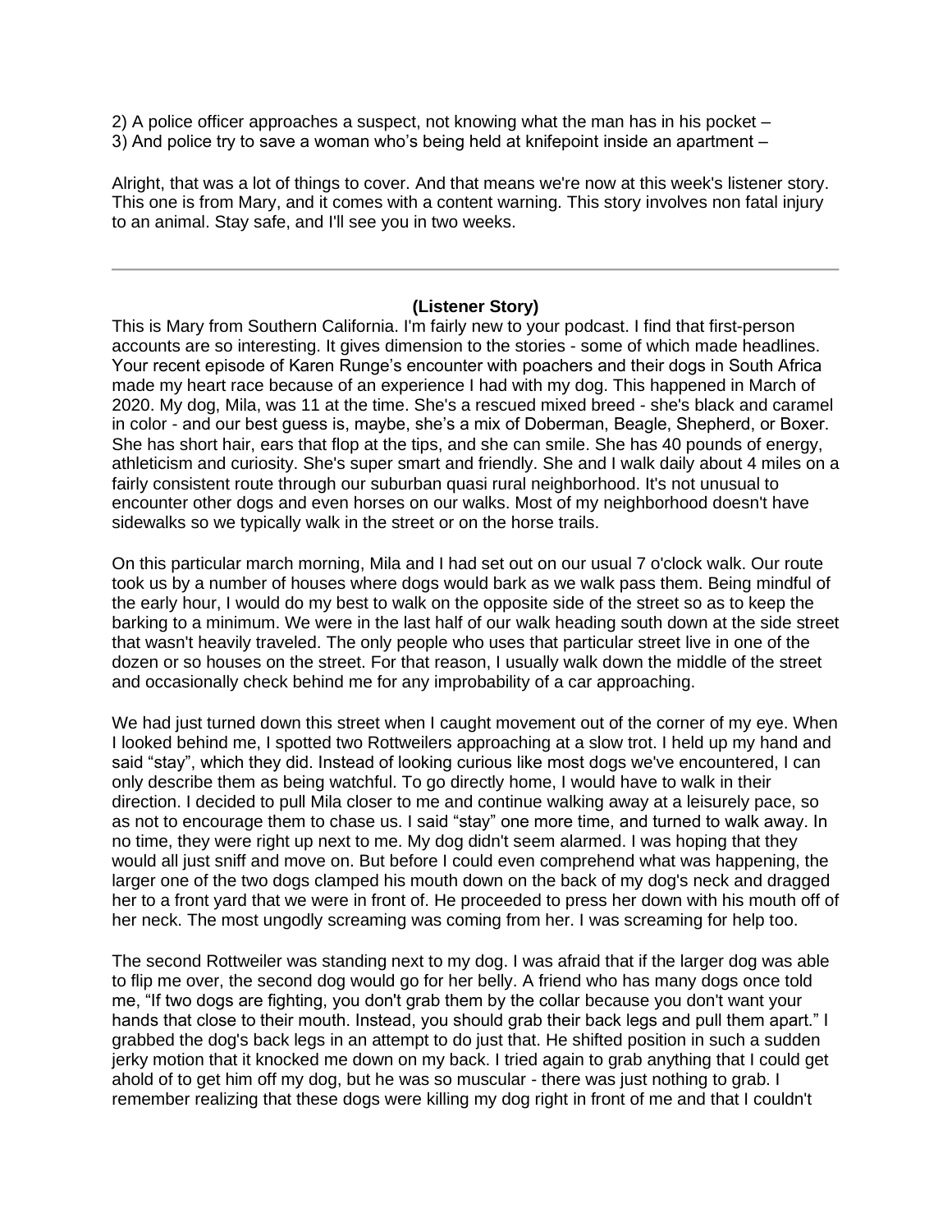2) A police officer approaches a suspect, not knowing what the man has in his pocket –
3) And police try to save a woman who's being held at knifepoint inside an apartment –

Alright, that was a lot of things to cover. And that means we're now at this week's listener story. This one is from Mary, and it comes with a content warning. This story involves non fatal injury to an animal. Stay safe, and I'll see you in two weeks.

---

**(Listener Story)**

This is Mary from Southern California. I'm fairly new to your podcast. I find that first-person accounts are so interesting. It gives dimension to the stories - some of which made headlines. Your recent episode of Karen Runge's encounter with poachers and their dogs in South Africa made my heart race because of an experience I had with my dog. This happened in March of 2020. My dog, Mila, was 11 at the time. She's a rescued mixed breed - she's black and caramel in color - and our best guess is, maybe, she's a mix of Doberman, Beagle, Shepherd, or Boxer. She has short hair, ears that flop at the tips, and she can smile. She has 40 pounds of energy, athleticism and curiosity. She's super smart and friendly. She and I walk daily about 4 miles on a fairly consistent route through our suburban quasi rural neighborhood. It's not unusual to encounter other dogs and even horses on our walks. Most of my neighborhood doesn't have sidewalks so we typically walk in the street or on the horse trails.

On this particular march morning, Mila and I had set out on our usual 7 o'clock walk. Our route took us by a number of houses where dogs would bark as we walk pass them. Being mindful of the early hour, I would do my best to walk on the opposite side of the street so as to keep the barking to a minimum. We were in the last half of our walk heading south down at the side street that wasn't heavily traveled. The only people who uses that particular street live in one of the dozen or so houses on the street. For that reason, I usually walk down the middle of the street and occasionally check behind me for any improbability of a car approaching.

We had just turned down this street when I caught movement out of the corner of my eye. When I looked behind me, I spotted two Rottweilers approaching at a slow trot. I held up my hand and said "stay", which they did. Instead of looking curious like most dogs we've encountered, I can only describe them as being watchful. To go directly home, I would have to walk in their direction. I decided to pull Mila closer to me and continue walking away at a leisurely pace, so as not to encourage them to chase us. I said "stay" one more time, and turned to walk away. In no time, they were right up next to me. My dog didn't seem alarmed. I was hoping that they would all just sniff and move on. But before I could even comprehend what was happening, the larger one of the two dogs clamped his mouth down on the back of my dog's neck and dragged her to a front yard that we were in front of. He proceeded to press her down with his mouth off of her neck. The most ungodly screaming was coming from her. I was screaming for help too.

The second Rottweiler was standing next to my dog. I was afraid that if the larger dog was able to flip me over, the second dog would go for her belly. A friend who has many dogs once told me, "If two dogs are fighting, you don't grab them by the collar because you don't want your hands that close to their mouth. Instead, you should grab their back legs and pull them apart." I grabbed the dog's back legs in an attempt to do just that. He shifted position in such a sudden jerky motion that it knocked me down on my back. I tried again to grab anything that I could get ahold of to get him off my dog, but he was so muscular - there was just nothing to grab. I remember realizing that these dogs were killing my dog right in front of me and that I couldn't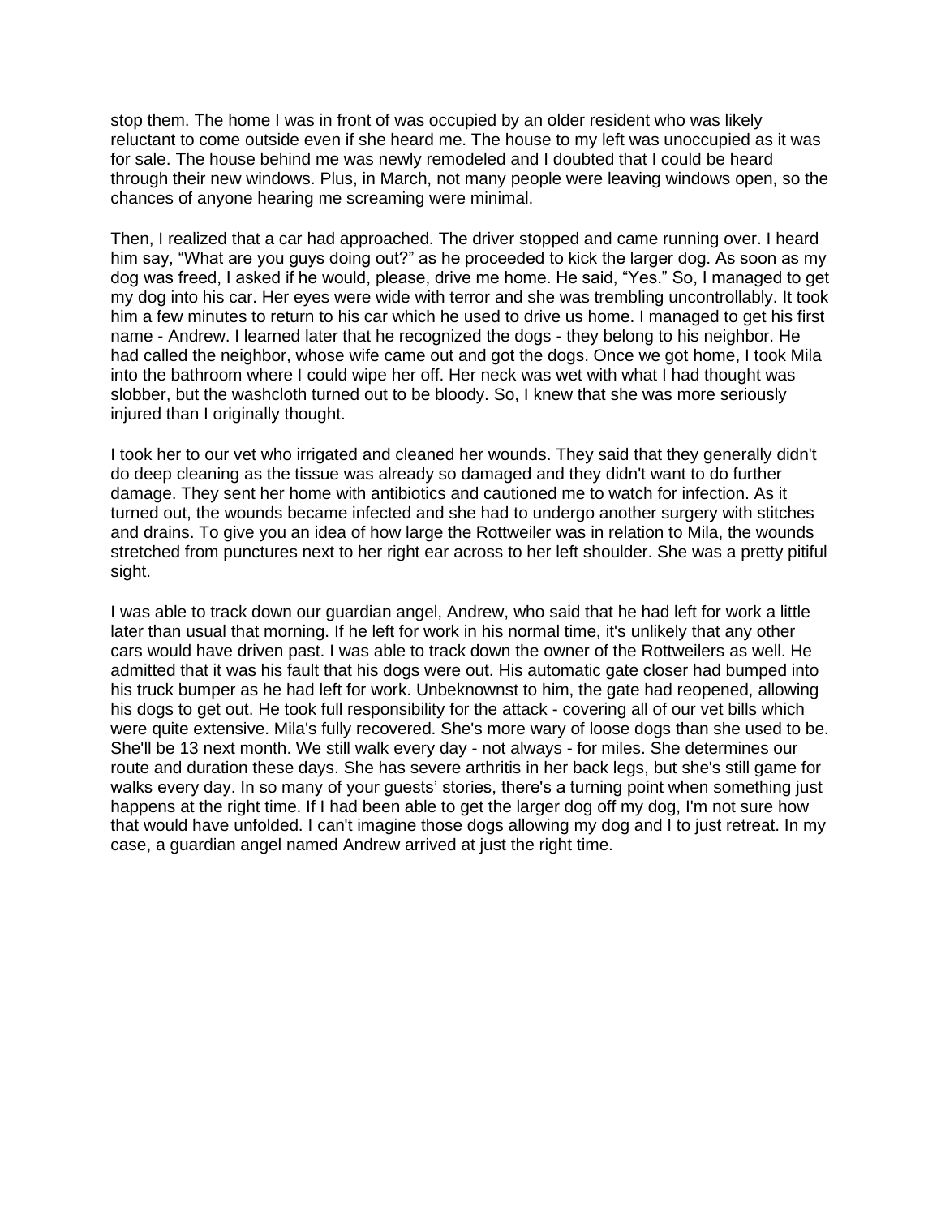stop them. The home I was in front of was occupied by an older resident who was likely reluctant to come outside even if she heard me. The house to my left was unoccupied as it was for sale. The house behind me was newly remodeled and I doubted that I could be heard through their new windows. Plus, in March, not many people were leaving windows open, so the chances of anyone hearing me screaming were minimal.

Then, I realized that a car had approached. The driver stopped and came running over. I heard him say, "What are you guys doing out?" as he proceeded to kick the larger dog. As soon as my dog was freed, I asked if he would, please, drive me home. He said, "Yes." So, I managed to get my dog into his car. Her eyes were wide with terror and she was trembling uncontrollably. It took him a few minutes to return to his car which he used to drive us home. I managed to get his first name - Andrew. I learned later that he recognized the dogs - they belong to his neighbor. He had called the neighbor, whose wife came out and got the dogs. Once we got home, I took Mila into the bathroom where I could wipe her off. Her neck was wet with what I had thought was slobber, but the washcloth turned out to be bloody. So, I knew that she was more seriously injured than I originally thought.

I took her to our vet who irrigated and cleaned her wounds. They said that they generally didn't do deep cleaning as the tissue was already so damaged and they didn't want to do further damage. They sent her home with antibiotics and cautioned me to watch for infection. As it turned out, the wounds became infected and she had to undergo another surgery with stitches and drains. To give you an idea of how large the Rottweiler was in relation to Mila, the wounds stretched from punctures next to her right ear across to her left shoulder. She was a pretty pitiful sight.

I was able to track down our guardian angel, Andrew, who said that he had left for work a little later than usual that morning. If he left for work in his normal time, it's unlikely that any other cars would have driven past. I was able to track down the owner of the Rottweilers as well. He admitted that it was his fault that his dogs were out. His automatic gate closer had bumped into his truck bumper as he had left for work. Unbeknownst to him, the gate had reopened, allowing his dogs to get out. He took full responsibility for the attack - covering all of our vet bills which were quite extensive. Mila's fully recovered. She's more wary of loose dogs than she used to be. She'll be 13 next month. We still walk every day - not always - for miles. She determines our route and duration these days. She has severe arthritis in her back legs, but she's still game for walks every day. In so many of your guests' stories, there's a turning point when something just happens at the right time. If I had been able to get the larger dog off my dog, I'm not sure how that would have unfolded. I can't imagine those dogs allowing my dog and I to just retreat. In my case, a guardian angel named Andrew arrived at just the right time.